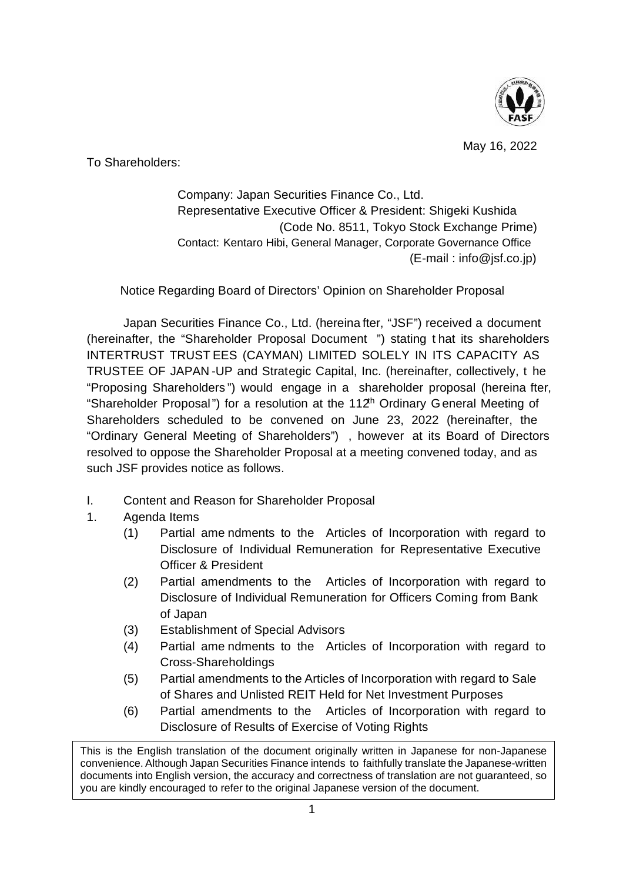May 16, 2022

To Shareholders:

Company: Japan Securities Finance Co., Ltd.
Representative Executive Officer & President: Shigeki Kushida
(Code No. 8511, Tokyo Stock Exchange Prime)
Contact: Kentaro Hibi, General Manager, Corporate Governance Office
(E-mail : info@jsf.co.jp)

Notice Regarding Board of Directors' Opinion on Shareholder Proposal

Japan Securities Finance Co., Ltd. (hereinafter, "JSF") received a document (hereinafter, the "Shareholder Proposal Document") stating that its shareholders INTERTRUST TRUSTEES (CAYMAN) LIMITED SOLELY IN ITS CAPACITY AS TRUSTEE OF JAPAN-UP and Strategic Capital, Inc. (hereinafter, collectively, the "Proposing Shareholders") would engage in a shareholder proposal (hereinafter, "Shareholder Proposal") for a resolution at the 112th Ordinary General Meeting of Shareholders scheduled to be convened on June 23, 2022 (hereinafter, the "Ordinary General Meeting of Shareholders"), however at its Board of Directors resolved to oppose the Shareholder Proposal at a meeting convened today, and as such JSF provides notice as follows.

I. Content and Reason for Shareholder Proposal

1. Agenda Items
   (1) Partial amendments to the Articles of Incorporation with regard to Disclosure of Individual Remuneration for Representative Executive Officer & President
   (2) Partial amendments to the Articles of Incorporation with regard to Disclosure of Individual Remuneration for Officers Coming from Bank of Japan
   (3) Establishment of Special Advisors
   (4) Partial amendments to the Articles of Incorporation with regard to Cross-Shareholdings
   (5) Partial amendments to the Articles of Incorporation with regard to Sale of Shares and Unlisted REIT Held for Net Investment Purposes
   (6) Partial amendments to the Articles of Incorporation with regard to Disclosure of Results of Exercise of Voting Rights

This is the English translation of the document originally written in Japanese for non-Japanese convenience. Although Japan Securities Finance intends to faithfully translate the Japanese-written documents into English version, the accuracy and correctness of translation are not guaranteed, so you are kindly encouraged to refer to the original Japanese version of the document.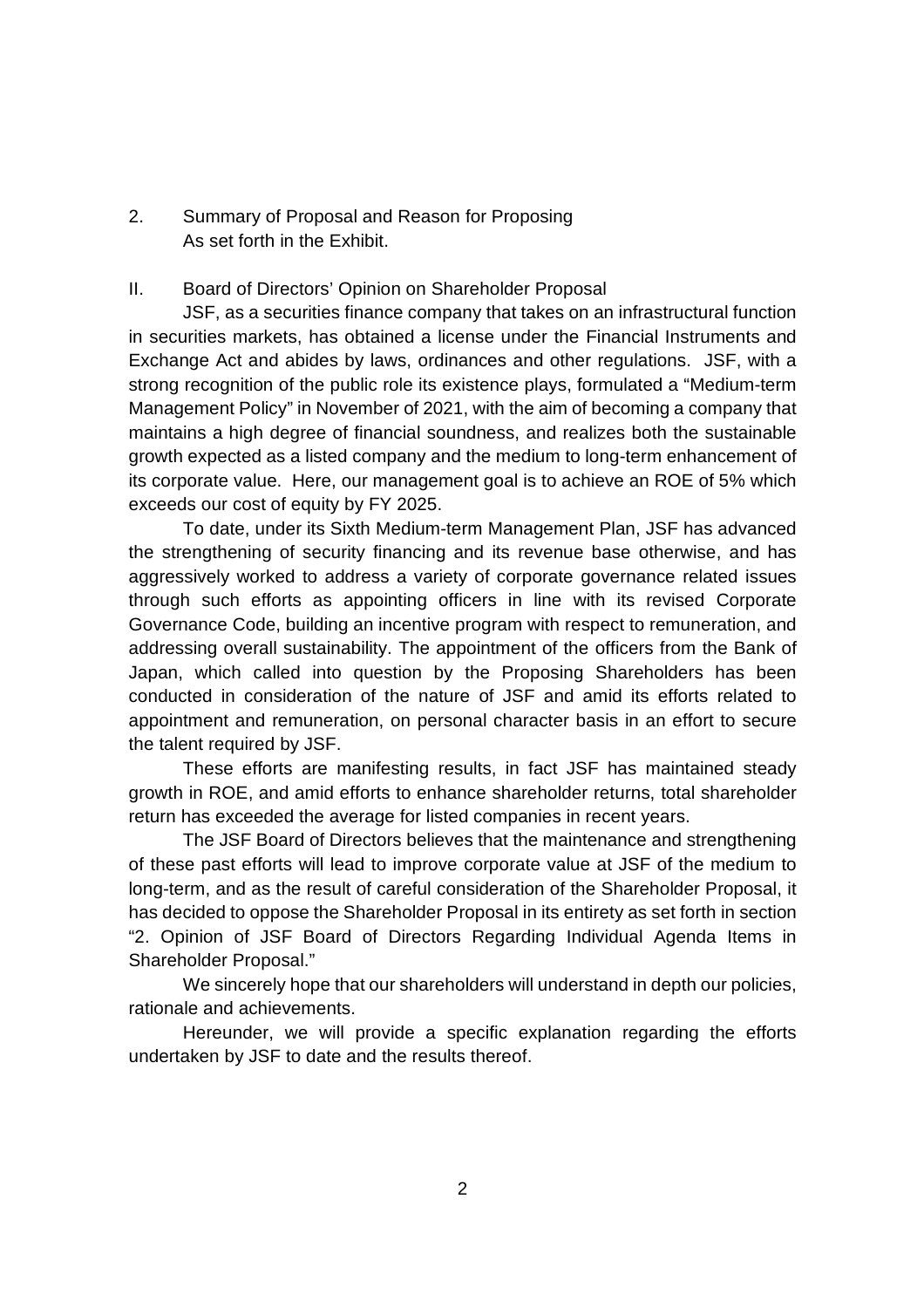2. Summary of Proposal and Reason for Proposing
   As set forth in the Exhibit.

II. Board of Directors' Opinion on Shareholder Proposal

JSF, as a securities finance company that takes on an infrastructural function in securities markets, has obtained a license under the Financial Instruments and Exchange Act and abides by laws, ordinances and other regulations. JSF, with a strong recognition of the public role its existence plays, formulated a "Medium-term Management Policy" in November of 2021, with the aim of becoming a company that maintains a high degree of financial soundness, and realizes both the sustainable growth expected as a listed company and the medium to long-term enhancement of its corporate value. Here, our management goal is to achieve an ROE of 5% which exceeds our cost of equity by FY 2025.

To date, under its Sixth Medium-term Management Plan, JSF has advanced the strengthening of security financing and its revenue base otherwise, and has aggressively worked to address a variety of corporate governance related issues through such efforts as appointing officers in line with its revised Corporate Governance Code, building an incentive program with respect to remuneration, and addressing overall sustainability. The appointment of the officers from the Bank of Japan, which called into question by the Proposing Shareholders has been conducted in consideration of the nature of JSF and amid its efforts related to appointment and remuneration, on personal character basis in an effort to secure the talent required by JSF.

These efforts are manifesting results, in fact JSF has maintained steady growth in ROE, and amid efforts to enhance shareholder returns, total shareholder return has exceeded the average for listed companies in recent years.

The JSF Board of Directors believes that the maintenance and strengthening of these past efforts will lead to improve corporate value at JSF of the medium to long-term, and as the result of careful consideration of the Shareholder Proposal, it has decided to oppose the Shareholder Proposal in its entirety as set forth in section "2. Opinion of JSF Board of Directors Regarding Individual Agenda Items in Shareholder Proposal."

We sincerely hope that our shareholders will understand in depth our policies, rationale and achievements.

Hereunder, we will provide a specific explanation regarding the efforts undertaken by JSF to date and the results thereof.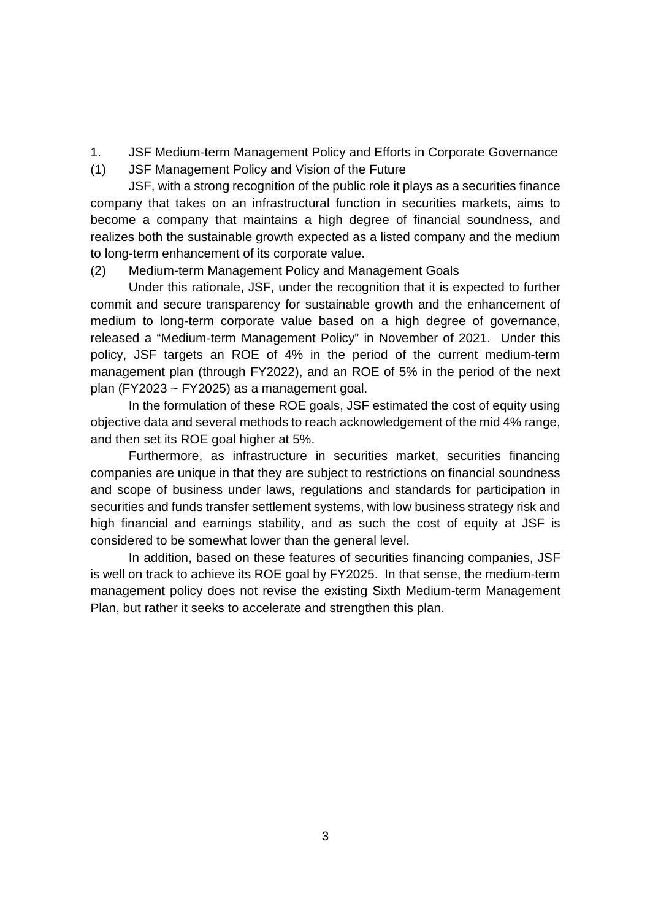## 1. JSF Medium-term Management Policy and Efforts in Corporate Governance

### (1) JSF Management Policy and Vision of the Future

JSF, with a strong recognition of the public role it plays as a securities finance company that takes on an infrastructural function in securities markets, aims to become a company that maintains a high degree of financial soundness, and realizes both the sustainable growth expected as a listed company and the medium to long-term enhancement of its corporate value.

### (2) Medium-term Management Policy and Management Goals

Under this rationale, JSF, under the recognition that it is expected to further commit and secure transparency for sustainable growth and the enhancement of medium to long-term corporate value based on a high degree of governance, released a “Medium-term Management Policy” in November of 2021. Under this policy, JSF targets an ROE of 4% in the period of the current medium-term management plan (through FY2022), and an ROE of 5% in the period of the next plan (FY2023 ~ FY2025) as a management goal.

In the formulation of these ROE goals, JSF estimated the cost of equity using objective data and several methods to reach acknowledgement of the mid 4% range, and then set its ROE goal higher at 5%.

Furthermore, as infrastructure in securities market, securities financing companies are unique in that they are subject to restrictions on financial soundness and scope of business under laws, regulations and standards for participation in securities and funds transfer settlement systems, with low business strategy risk and high financial and earnings stability, and as such the cost of equity at JSF is considered to be somewhat lower than the general level.

In addition, based on these features of securities financing companies, JSF is well on track to achieve its ROE goal by FY2025. In that sense, the medium-term management policy does not revise the existing Sixth Medium-term Management Plan, but rather it seeks to accelerate and strengthen this plan.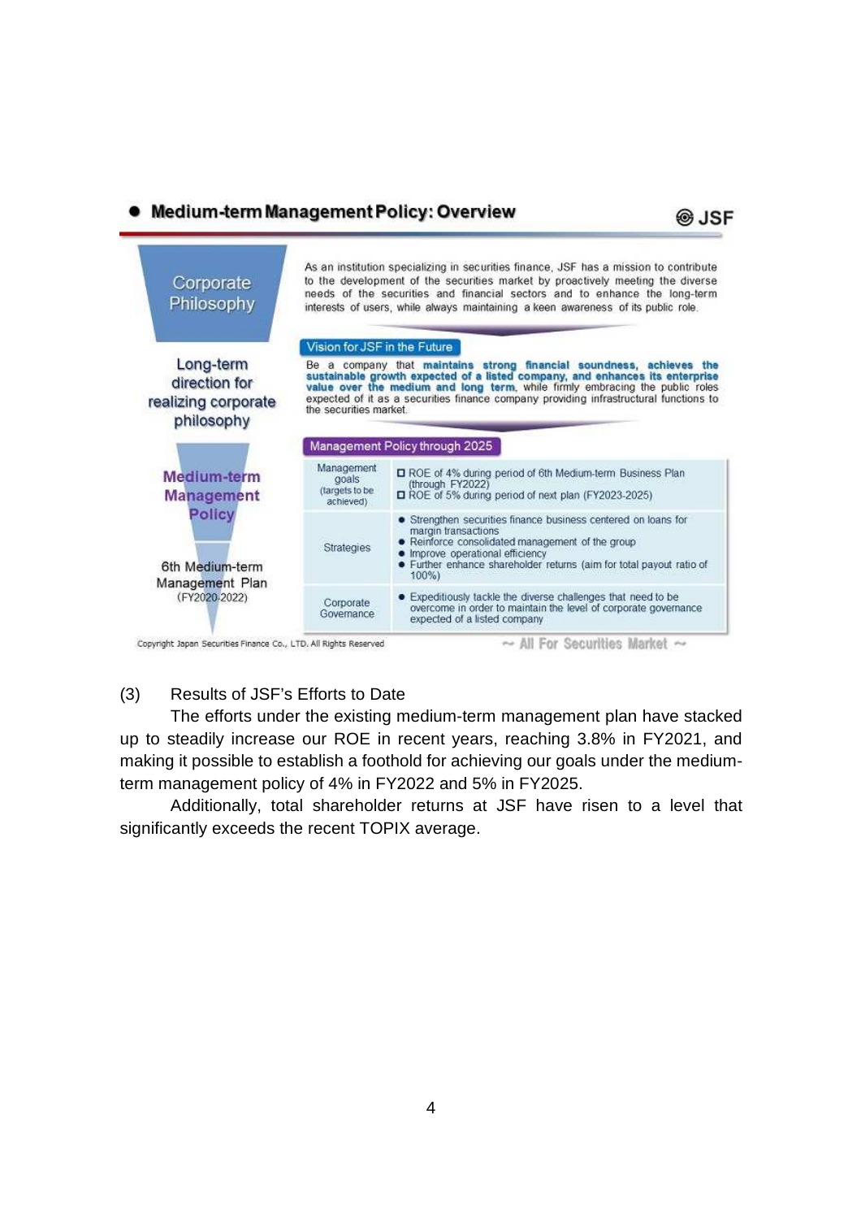## ● Medium-term Management Policy: Overview

JSF

**Corporate Philosophy**

As an institution specializing in securities finance, JSF has a mission to contribute to the development of the securities market by proactively meeting the diverse needs of the securities and financial sectors and to enhance the long-term interests of users, while always maintaining a keen awareness of its public role.

**Long-term direction for realizing corporate philosophy**

**Vision for JSF in the Future**

Be a company that **maintains strong financial soundness, achieves the sustainable growth expected of a listed company, and enhances its enterprise value over the medium and long term**, while firmly embracing the public roles expected of it as a securities finance company providing infrastructural functions to the securities market.

**Medium-term Management Policy**

**6th Medium-term Management Plan** (FY2020-2022)

**Management Policy through 2025**

| | |
|---|---|
| Management goals (targets to be achieved) | ☐ ROE of 4% during period of 6th Medium-term Business Plan (through FY2022)<br>☐ ROE of 5% during period of next plan (FY2023-2025) |
| Strategies | ● Strengthen securities finance business centered on loans for margin transactions<br>● Reinforce consolidated management of the group<br>● Improve operational efficiency<br>● Further enhance shareholder returns (aim for total payout ratio of 100%) |
| Corporate Governance | ● Expeditiously tackle the diverse challenges that need to be overcome in order to maintain the level of corporate governance expected of a listed company |

Copyright Japan Securities Finance Co., LTD. All Rights Reserved ~ All For Securities Market ~

(3) Results of JSF's Efforts to Date

The efforts under the existing medium-term management plan have stacked up to steadily increase our ROE in recent years, reaching 3.8% in FY2021, and making it possible to establish a foothold for achieving our goals under the medium-term management policy of 4% in FY2022 and 5% in FY2025.

Additionally, total shareholder returns at JSF have risen to a level that significantly exceeds the recent TOPIX average.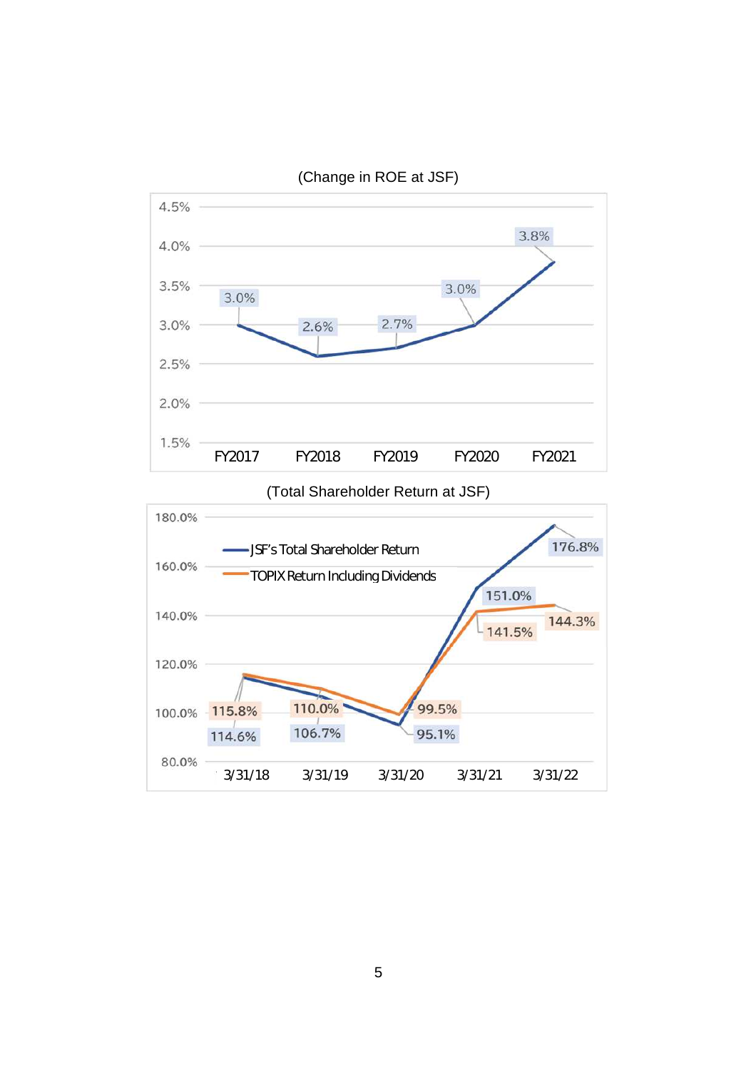(Change in ROE at JSF)

| | FY2017 | FY2018 | FY2019 | FY2020 | FY2021 |
|---|---|---|---|---|---|
| ROE | 3.0% | 2.6% | 2.7% | 3.0% | 3.8% |

(Total Shareholder Return at JSF)

| | 3/31/18 | 3/31/19 | 3/31/20 | 3/31/21 | 3/31/22 |
|---|---|---|---|---|---|
| JSF's Total Shareholder Return | 114.6% | 106.7% | 95.1% | 151.0% | 176.8% |
| TOPIX Return Including Dividends | 115.8% | 110.0% | 99.5% | 141.5% | 144.3% |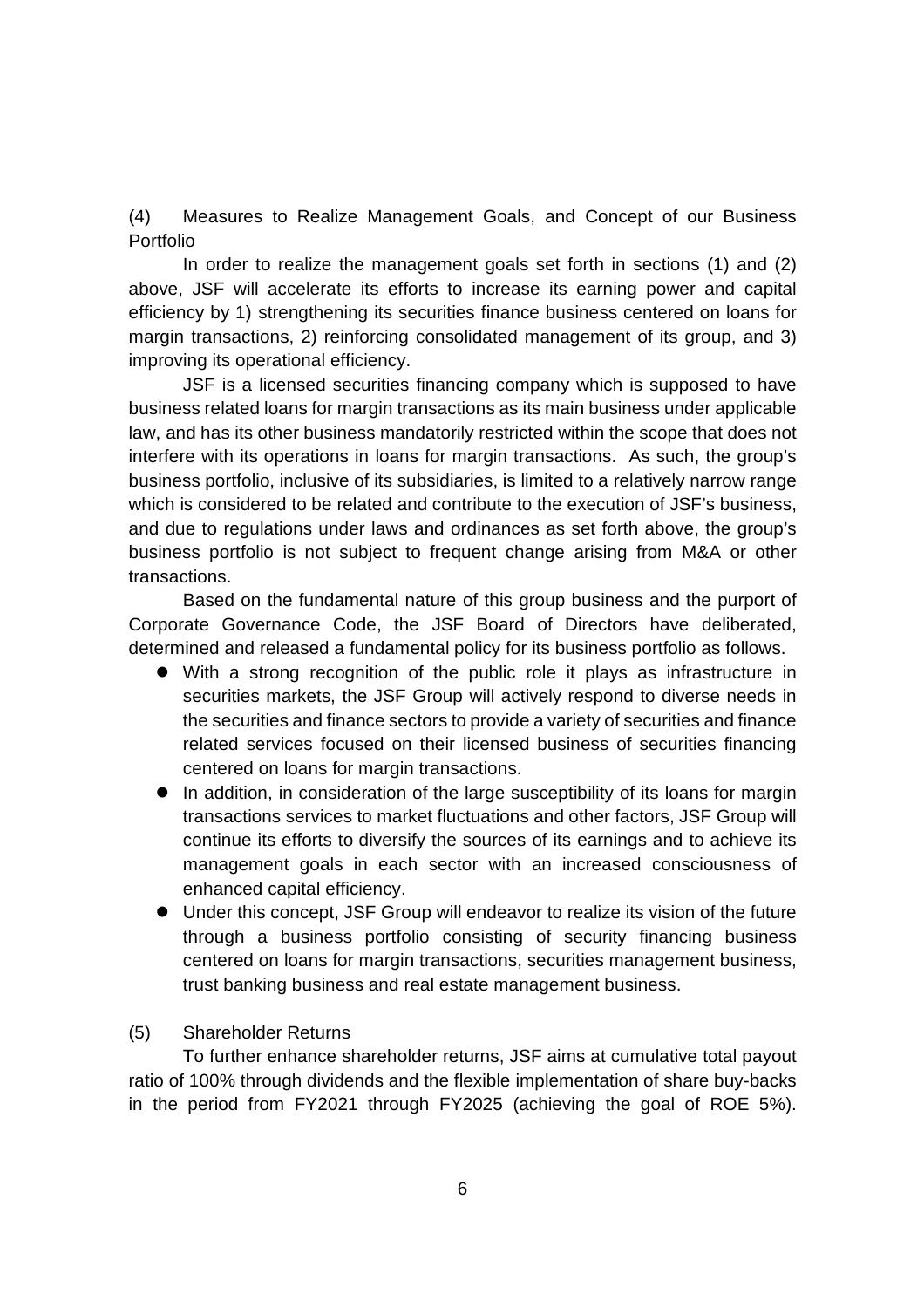(4) Measures to Realize Management Goals, and Concept of our Business Portfolio

In order to realize the management goals set forth in sections (1) and (2) above, JSF will accelerate its efforts to increase its earning power and capital efficiency by 1) strengthening its securities finance business centered on loans for margin transactions, 2) reinforcing consolidated management of its group, and 3) improving its operational efficiency.

JSF is a licensed securities financing company which is supposed to have business related loans for margin transactions as its main business under applicable law, and has its other business mandatorily restricted within the scope that does not interfere with its operations in loans for margin transactions. As such, the group's business portfolio, inclusive of its subsidiaries, is limited to a relatively narrow range which is considered to be related and contribute to the execution of JSF's business, and due to regulations under laws and ordinances as set forth above, the group's business portfolio is not subject to frequent change arising from M&A or other transactions.

Based on the fundamental nature of this group business and the purport of Corporate Governance Code, the JSF Board of Directors have deliberated, determined and released a fundamental policy for its business portfolio as follows.

- With a strong recognition of the public role it plays as infrastructure in securities markets, the JSF Group will actively respond to diverse needs in the securities and finance sectors to provide a variety of securities and finance related services focused on their licensed business of securities financing centered on loans for margin transactions.
- In addition, in consideration of the large susceptibility of its loans for margin transactions services to market fluctuations and other factors, JSF Group will continue its efforts to diversify the sources of its earnings and to achieve its management goals in each sector with an increased consciousness of enhanced capital efficiency.
- Under this concept, JSF Group will endeavor to realize its vision of the future through a business portfolio consisting of security financing business centered on loans for margin transactions, securities management business, trust banking business and real estate management business.

(5) Shareholder Returns

To further enhance shareholder returns, JSF aims at cumulative total payout ratio of 100% through dividends and the flexible implementation of share buy-backs in the period from FY2021 through FY2025 (achieving the goal of ROE 5%).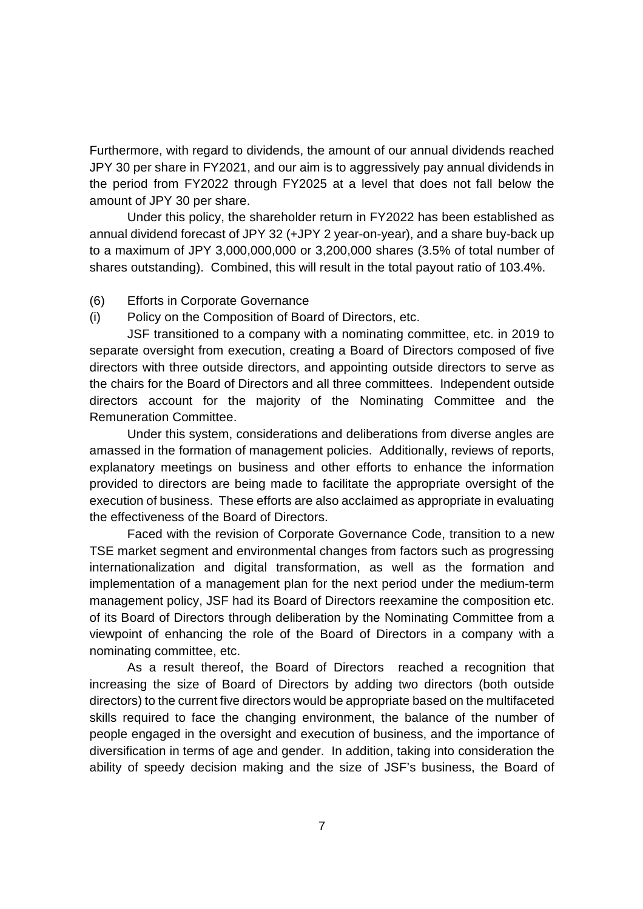Furthermore, with regard to dividends, the amount of our annual dividends reached JPY 30 per share in FY2021, and our aim is to aggressively pay annual dividends in the period from FY2022 through FY2025 at a level that does not fall below the amount of JPY 30 per share.

Under this policy, the shareholder return in FY2022 has been established as annual dividend forecast of JPY 32 (+JPY 2 year-on-year), and a share buy-back up to a maximum of JPY 3,000,000,000 or 3,200,000 shares (3.5% of total number of shares outstanding). Combined, this will result in the total payout ratio of 103.4%.

(6) Efforts in Corporate Governance

(i) Policy on the Composition of Board of Directors, etc.

JSF transitioned to a company with a nominating committee, etc. in 2019 to separate oversight from execution, creating a Board of Directors composed of five directors with three outside directors, and appointing outside directors to serve as the chairs for the Board of Directors and all three committees. Independent outside directors account for the majority of the Nominating Committee and the Remuneration Committee.

Under this system, considerations and deliberations from diverse angles are amassed in the formation of management policies. Additionally, reviews of reports, explanatory meetings on business and other efforts to enhance the information provided to directors are being made to facilitate the appropriate oversight of the execution of business. These efforts are also acclaimed as appropriate in evaluating the effectiveness of the Board of Directors.

Faced with the revision of Corporate Governance Code, transition to a new TSE market segment and environmental changes from factors such as progressing internationalization and digital transformation, as well as the formation and implementation of a management plan for the next period under the medium-term management policy, JSF had its Board of Directors reexamine the composition etc. of its Board of Directors through deliberation by the Nominating Committee from a viewpoint of enhancing the role of the Board of Directors in a company with a nominating committee, etc.

As a result thereof, the Board of Directors reached a recognition that increasing the size of Board of Directors by adding two directors (both outside directors) to the current five directors would be appropriate based on the multifaceted skills required to face the changing environment, the balance of the number of people engaged in the oversight and execution of business, and the importance of diversification in terms of age and gender. In addition, taking into consideration the ability of speedy decision making and the size of JSF's business, the Board of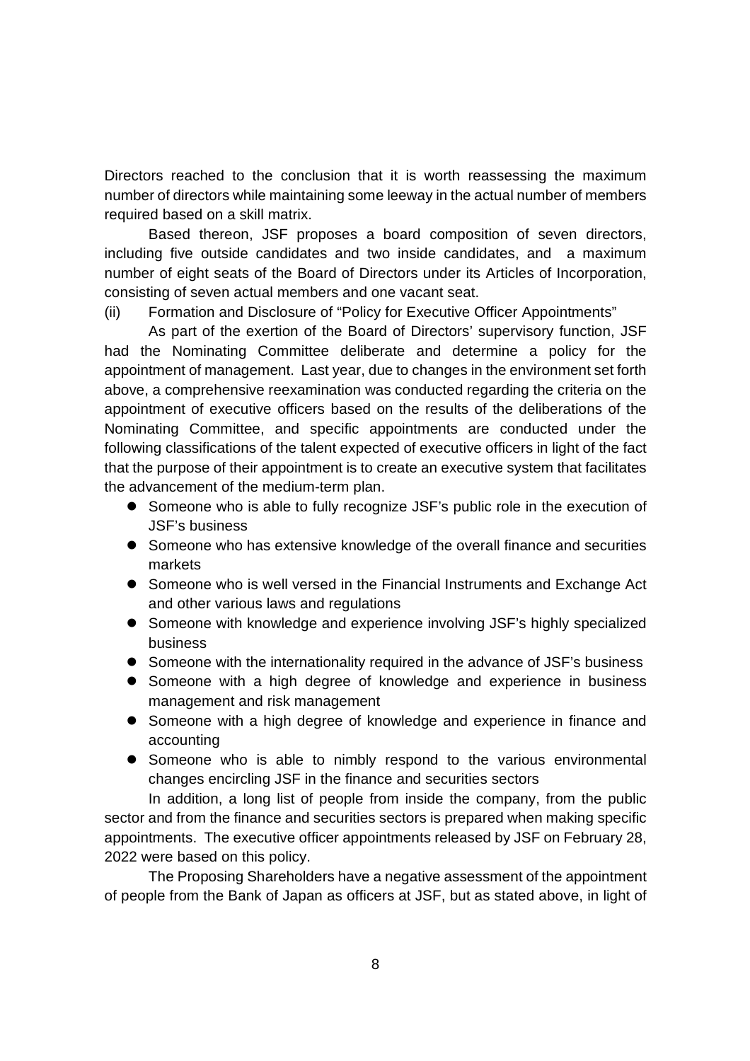Directors reached to the conclusion that it is worth reassessing the maximum number of directors while maintaining some leeway in the actual number of members required based on a skill matrix.

Based thereon, JSF proposes a board composition of seven directors, including five outside candidates and two inside candidates, and a maximum number of eight seats of the Board of Directors under its Articles of Incorporation, consisting of seven actual members and one vacant seat.

(ii) Formation and Disclosure of "Policy for Executive Officer Appointments"

As part of the exertion of the Board of Directors' supervisory function, JSF had the Nominating Committee deliberate and determine a policy for the appointment of management. Last year, due to changes in the environment set forth above, a comprehensive reexamination was conducted regarding the criteria on the appointment of executive officers based on the results of the deliberations of the Nominating Committee, and specific appointments are conducted under the following classifications of the talent expected of executive officers in light of the fact that the purpose of their appointment is to create an executive system that facilitates the advancement of the medium-term plan.

- Someone who is able to fully recognize JSF's public role in the execution of JSF's business
- Someone who has extensive knowledge of the overall finance and securities markets
- Someone who is well versed in the Financial Instruments and Exchange Act and other various laws and regulations
- Someone with knowledge and experience involving JSF's highly specialized business
- Someone with the internationality required in the advance of JSF's business
- Someone with a high degree of knowledge and experience in business management and risk management
- Someone with a high degree of knowledge and experience in finance and accounting
- Someone who is able to nimbly respond to the various environmental changes encircling JSF in the finance and securities sectors

In addition, a long list of people from inside the company, from the public sector and from the finance and securities sectors is prepared when making specific appointments. The executive officer appointments released by JSF on February 28, 2022 were based on this policy.

The Proposing Shareholders have a negative assessment of the appointment of people from the Bank of Japan as officers at JSF, but as stated above, in light of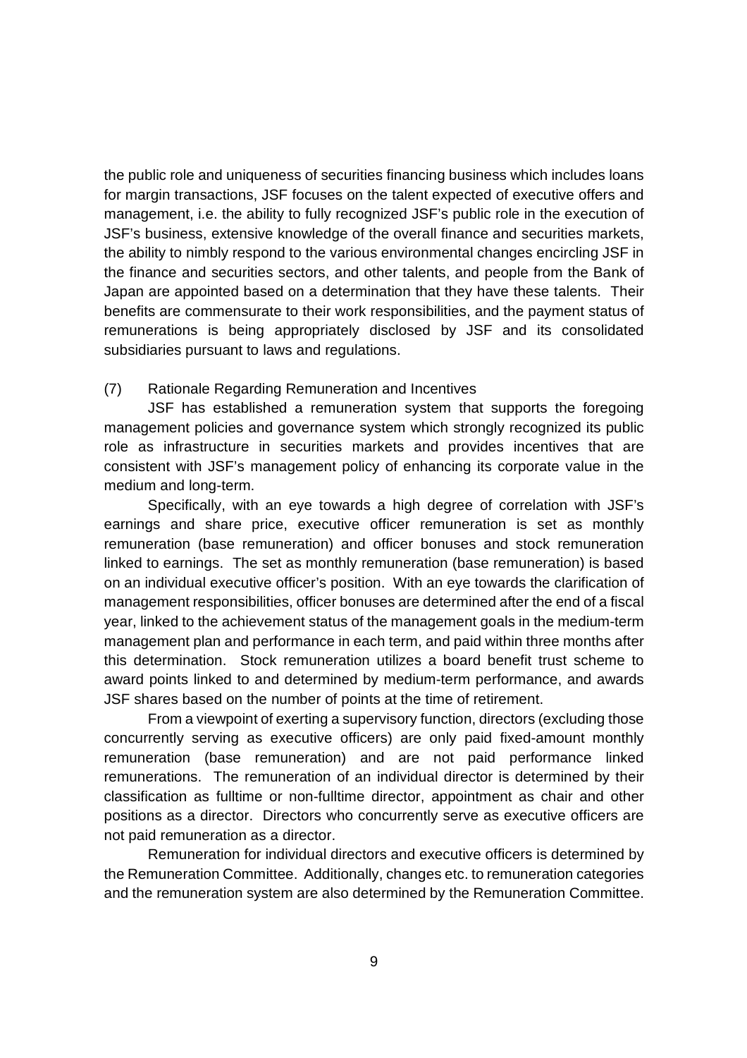the public role and uniqueness of securities financing business which includes loans for margin transactions, JSF focuses on the talent expected of executive offers and management, i.e. the ability to fully recognized JSF's public role in the execution of JSF's business, extensive knowledge of the overall finance and securities markets, the ability to nimbly respond to the various environmental changes encircling JSF in the finance and securities sectors, and other talents, and people from the Bank of Japan are appointed based on a determination that they have these talents. Their benefits are commensurate to their work responsibilities, and the payment status of remunerations is being appropriately disclosed by JSF and its consolidated subsidiaries pursuant to laws and regulations.

(7) Rationale Regarding Remuneration and Incentives

JSF has established a remuneration system that supports the foregoing management policies and governance system which strongly recognized its public role as infrastructure in securities markets and provides incentives that are consistent with JSF's management policy of enhancing its corporate value in the medium and long-term.

Specifically, with an eye towards a high degree of correlation with JSF's earnings and share price, executive officer remuneration is set as monthly remuneration (base remuneration) and officer bonuses and stock remuneration linked to earnings. The set as monthly remuneration (base remuneration) is based on an individual executive officer's position. With an eye towards the clarification of management responsibilities, officer bonuses are determined after the end of a fiscal year, linked to the achievement status of the management goals in the medium-term management plan and performance in each term, and paid within three months after this determination. Stock remuneration utilizes a board benefit trust scheme to award points linked to and determined by medium-term performance, and awards JSF shares based on the number of points at the time of retirement.

From a viewpoint of exerting a supervisory function, directors (excluding those concurrently serving as executive officers) are only paid fixed-amount monthly remuneration (base remuneration) and are not paid performance linked remunerations. The remuneration of an individual director is determined by their classification as fulltime or non-fulltime director, appointment as chair and other positions as a director. Directors who concurrently serve as executive officers are not paid remuneration as a director.

Remuneration for individual directors and executive officers is determined by the Remuneration Committee. Additionally, changes etc. to remuneration categories and the remuneration system are also determined by the Remuneration Committee.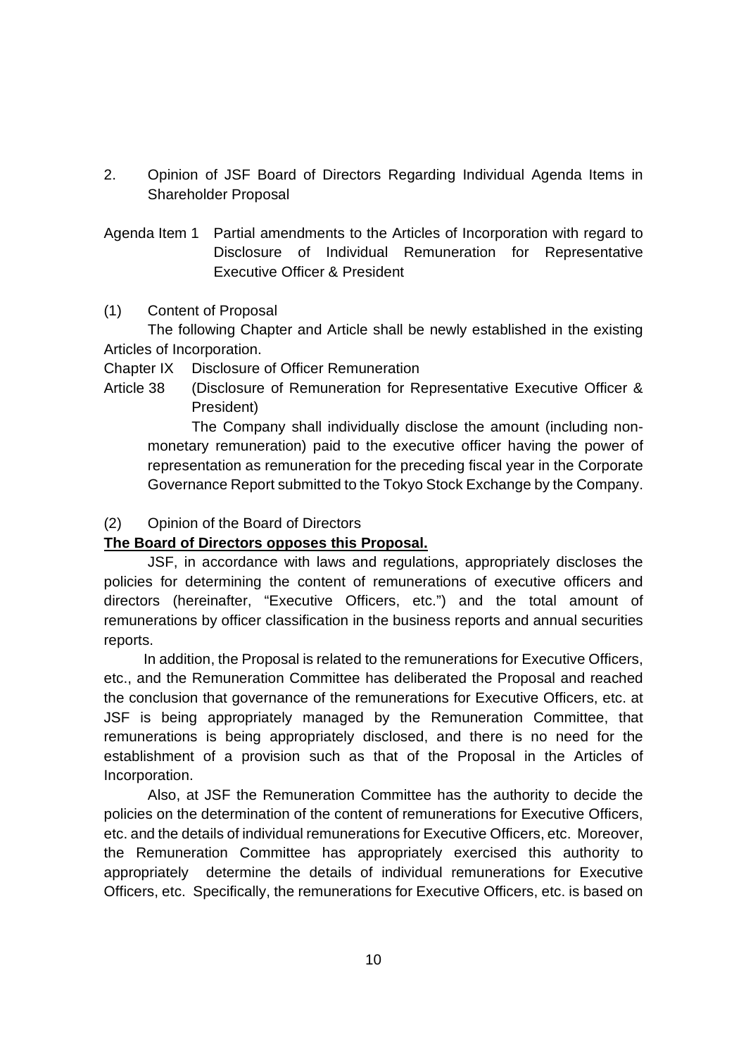## 2. Opinion of JSF Board of Directors Regarding Individual Agenda Items in Shareholder Proposal

### Agenda Item 1 Partial amendments to the Articles of Incorporation with regard to Disclosure of Individual Remuneration for Representative Executive Officer & President

(1) Content of Proposal

The following Chapter and Article shall be newly established in the existing Articles of Incorporation.

Chapter IX Disclosure of Officer Remuneration

Article 38 (Disclosure of Remuneration for Representative Executive Officer & President)

The Company shall individually disclose the amount (including non-monetary remuneration) paid to the executive officer having the power of representation as remuneration for the preceding fiscal year in the Corporate Governance Report submitted to the Tokyo Stock Exchange by the Company.

(2) Opinion of the Board of Directors

**The Board of Directors opposes this Proposal.**

JSF, in accordance with laws and regulations, appropriately discloses the policies for determining the content of remunerations of executive officers and directors (hereinafter, "Executive Officers, etc.") and the total amount of remunerations by officer classification in the business reports and annual securities reports.

In addition, the Proposal is related to the remunerations for Executive Officers, etc., and the Remuneration Committee has deliberated the Proposal and reached the conclusion that governance of the remunerations for Executive Officers, etc. at JSF is being appropriately managed by the Remuneration Committee, that remunerations is being appropriately disclosed, and there is no need for the establishment of a provision such as that of the Proposal in the Articles of Incorporation.

Also, at JSF the Remuneration Committee has the authority to decide the policies on the determination of the content of remunerations for Executive Officers, etc. and the details of individual remunerations for Executive Officers, etc. Moreover, the Remuneration Committee has appropriately exercised this authority to appropriately determine the details of individual remunerations for Executive Officers, etc. Specifically, the remunerations for Executive Officers, etc. is based on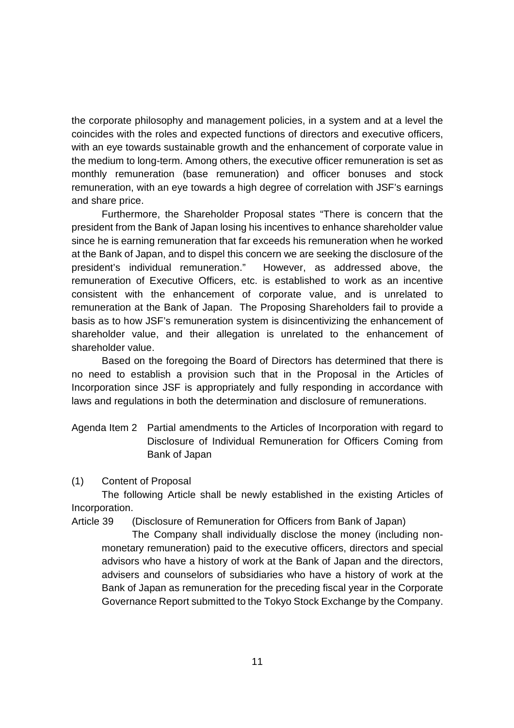the corporate philosophy and management policies, in a system and at a level the coincides with the roles and expected functions of directors and executive officers, with an eye towards sustainable growth and the enhancement of corporate value in the medium to long-term. Among others, the executive officer remuneration is set as monthly remuneration (base remuneration) and officer bonuses and stock remuneration, with an eye towards a high degree of correlation with JSF's earnings and share price.

Furthermore, the Shareholder Proposal states "There is concern that the president from the Bank of Japan losing his incentives to enhance shareholder value since he is earning remuneration that far exceeds his remuneration when he worked at the Bank of Japan, and to dispel this concern we are seeking the disclosure of the president's individual remuneration." However, as addressed above, the remuneration of Executive Officers, etc. is established to work as an incentive consistent with the enhancement of corporate value, and is unrelated to remuneration at the Bank of Japan. The Proposing Shareholders fail to provide a basis as to how JSF's remuneration system is disincentivizing the enhancement of shareholder value, and their allegation is unrelated to the enhancement of shareholder value.

Based on the foregoing the Board of Directors has determined that there is no need to establish a provision such that in the Proposal in the Articles of Incorporation since JSF is appropriately and fully responding in accordance with laws and regulations in both the determination and disclosure of remunerations.

## Agenda Item 2 Partial amendments to the Articles of Incorporation with regard to Disclosure of Individual Remuneration for Officers Coming from Bank of Japan

(1) Content of Proposal

The following Article shall be newly established in the existing Articles of Incorporation.

Article 39 (Disclosure of Remuneration for Officers from Bank of Japan)

The Company shall individually disclose the money (including non-monetary remuneration) paid to the executive officers, directors and special advisors who have a history of work at the Bank of Japan and the directors, advisers and counselors of subsidiaries who have a history of work at the Bank of Japan as remuneration for the preceding fiscal year in the Corporate Governance Report submitted to the Tokyo Stock Exchange by the Company.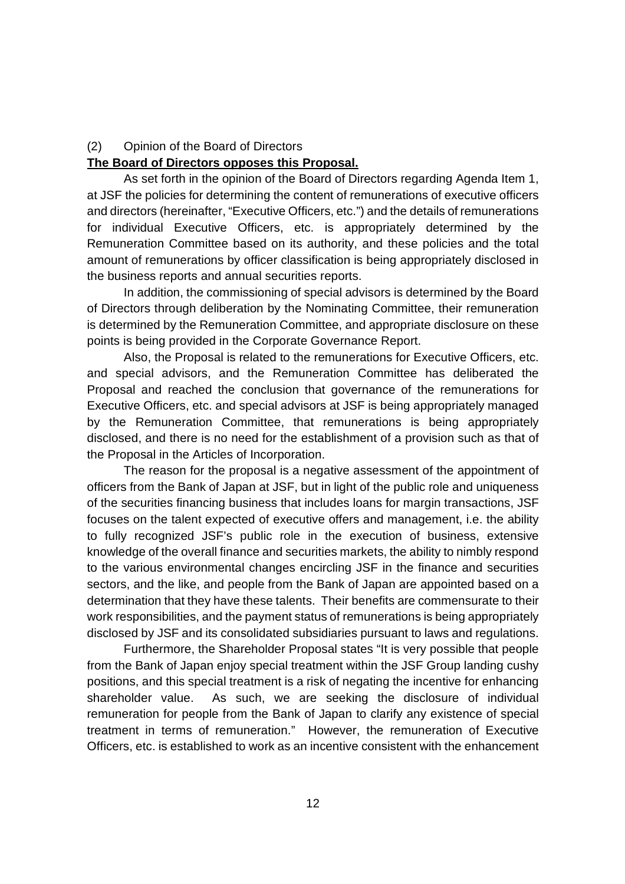(2) Opinion of the Board of Directors

**The Board of Directors opposes this Proposal.**

As set forth in the opinion of the Board of Directors regarding Agenda Item 1, at JSF the policies for determining the content of remunerations of executive officers and directors (hereinafter, "Executive Officers, etc.") and the details of remunerations for individual Executive Officers, etc. is appropriately determined by the Remuneration Committee based on its authority, and these policies and the total amount of remunerations by officer classification is being appropriately disclosed in the business reports and annual securities reports.

In addition, the commissioning of special advisors is determined by the Board of Directors through deliberation by the Nominating Committee, their remuneration is determined by the Remuneration Committee, and appropriate disclosure on these points is being provided in the Corporate Governance Report.

Also, the Proposal is related to the remunerations for Executive Officers, etc. and special advisors, and the Remuneration Committee has deliberated the Proposal and reached the conclusion that governance of the remunerations for Executive Officers, etc. and special advisors at JSF is being appropriately managed by the Remuneration Committee, that remunerations is being appropriately disclosed, and there is no need for the establishment of a provision such as that of the Proposal in the Articles of Incorporation.

The reason for the proposal is a negative assessment of the appointment of officers from the Bank of Japan at JSF, but in light of the public role and uniqueness of the securities financing business that includes loans for margin transactions, JSF focuses on the talent expected of executive offers and management, i.e. the ability to fully recognized JSF's public role in the execution of business, extensive knowledge of the overall finance and securities markets, the ability to nimbly respond to the various environmental changes encircling JSF in the finance and securities sectors, and the like, and people from the Bank of Japan are appointed based on a determination that they have these talents. Their benefits are commensurate to their work responsibilities, and the payment status of remunerations is being appropriately disclosed by JSF and its consolidated subsidiaries pursuant to laws and regulations.

Furthermore, the Shareholder Proposal states "It is very possible that people from the Bank of Japan enjoy special treatment within the JSF Group landing cushy positions, and this special treatment is a risk of negating the incentive for enhancing shareholder value. As such, we are seeking the disclosure of individual remuneration for people from the Bank of Japan to clarify any existence of special treatment in terms of remuneration." However, the remuneration of Executive Officers, etc. is established to work as an incentive consistent with the enhancement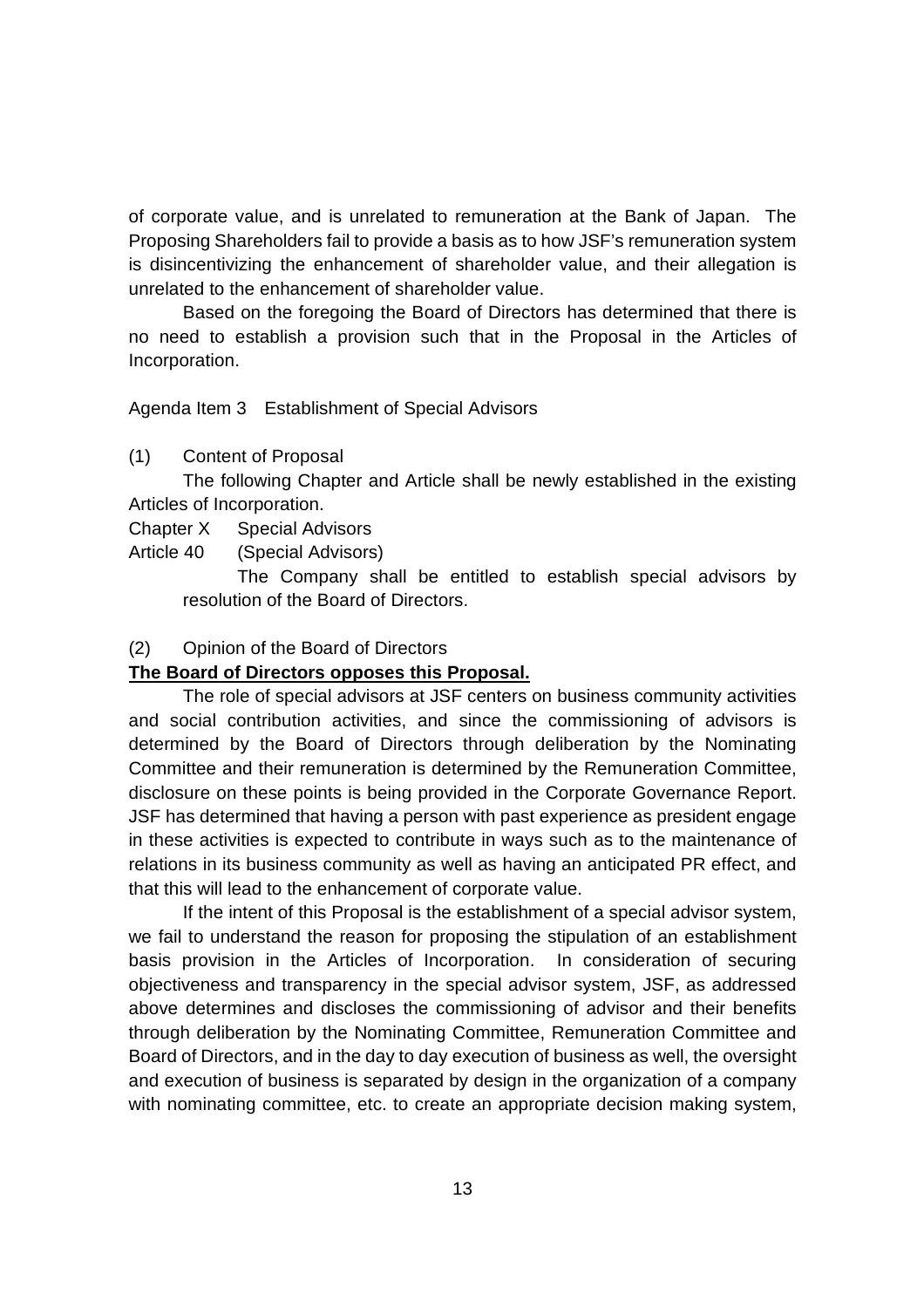of corporate value, and is unrelated to remuneration at the Bank of Japan. The Proposing Shareholders fail to provide a basis as to how JSF's remuneration system is disincentivizing the enhancement of shareholder value, and their allegation is unrelated to the enhancement of shareholder value.

Based on the foregoing the Board of Directors has determined that there is no need to establish a provision such that in the Proposal in the Articles of Incorporation.

Agenda Item 3 Establishment of Special Advisors

(1) Content of Proposal

The following Chapter and Article shall be newly established in the existing Articles of Incorporation.

Chapter X Special Advisors

Article 40 (Special Advisors)

The Company shall be entitled to establish special advisors by resolution of the Board of Directors.

(2) Opinion of the Board of Directors

**The Board of Directors opposes this Proposal.**

The role of special advisors at JSF centers on business community activities and social contribution activities, and since the commissioning of advisors is determined by the Board of Directors through deliberation by the Nominating Committee and their remuneration is determined by the Remuneration Committee, disclosure on these points is being provided in the Corporate Governance Report. JSF has determined that having a person with past experience as president engage in these activities is expected to contribute in ways such as to the maintenance of relations in its business community as well as having an anticipated PR effect, and that this will lead to the enhancement of corporate value.

If the intent of this Proposal is the establishment of a special advisor system, we fail to understand the reason for proposing the stipulation of an establishment basis provision in the Articles of Incorporation. In consideration of securing objectiveness and transparency in the special advisor system, JSF, as addressed above determines and discloses the commissioning of advisor and their benefits through deliberation by the Nominating Committee, Remuneration Committee and Board of Directors, and in the day to day execution of business as well, the oversight and execution of business is separated by design in the organization of a company with nominating committee, etc. to create an appropriate decision making system,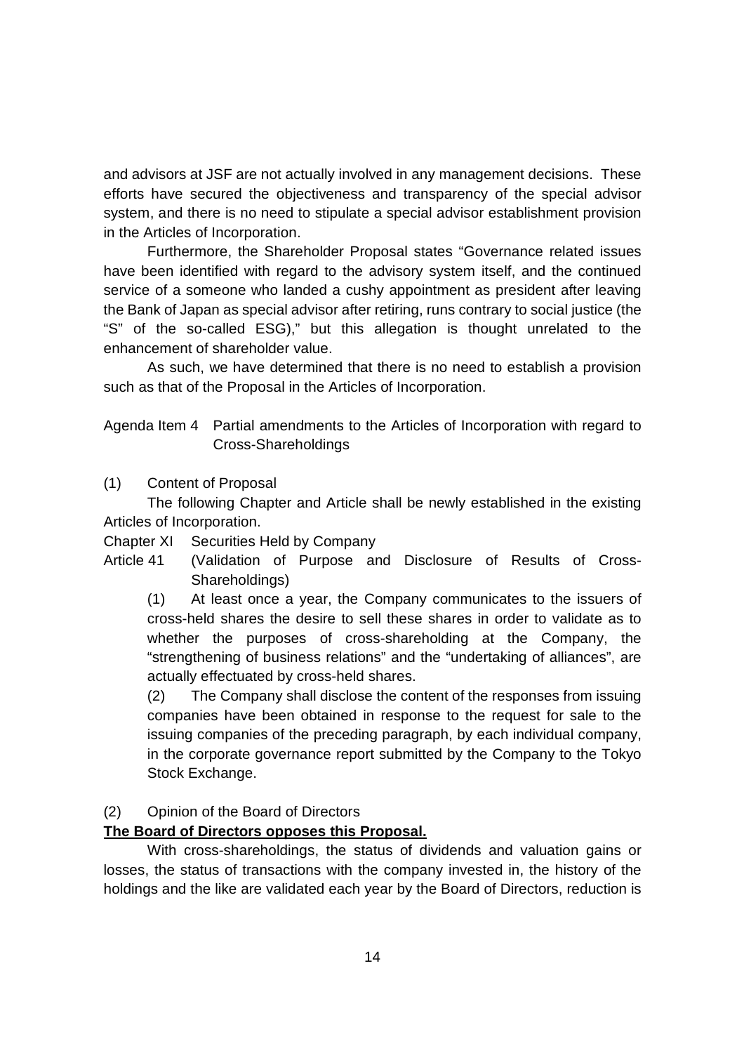and advisors at JSF are not actually involved in any management decisions. These efforts have secured the objectiveness and transparency of the special advisor system, and there is no need to stipulate a special advisor establishment provision in the Articles of Incorporation.

Furthermore, the Shareholder Proposal states "Governance related issues have been identified with regard to the advisory system itself, and the continued service of a someone who landed a cushy appointment as president after leaving the Bank of Japan as special advisor after retiring, runs contrary to social justice (the "S" of the so-called ESG)," but this allegation is thought unrelated to the enhancement of shareholder value.

As such, we have determined that there is no need to establish a provision such as that of the Proposal in the Articles of Incorporation.

Agenda Item 4 Partial amendments to the Articles of Incorporation with regard to Cross-Shareholdings

(1) Content of Proposal

The following Chapter and Article shall be newly established in the existing Articles of Incorporation.

Chapter XI Securities Held by Company

Article 41 (Validation of Purpose and Disclosure of Results of Cross-Shareholdings)

(1) At least once a year, the Company communicates to the issuers of cross-held shares the desire to sell these shares in order to validate as to whether the purposes of cross-shareholding at the Company, the "strengthening of business relations" and the "undertaking of alliances", are actually effectuated by cross-held shares.

(2) The Company shall disclose the content of the responses from issuing companies have been obtained in response to the request for sale to the issuing companies of the preceding paragraph, by each individual company, in the corporate governance report submitted by the Company to the Tokyo Stock Exchange.

(2) Opinion of the Board of Directors

**The Board of Directors opposes this Proposal.**

With cross-shareholdings, the status of dividends and valuation gains or losses, the status of transactions with the company invested in, the history of the holdings and the like are validated each year by the Board of Directors, reduction is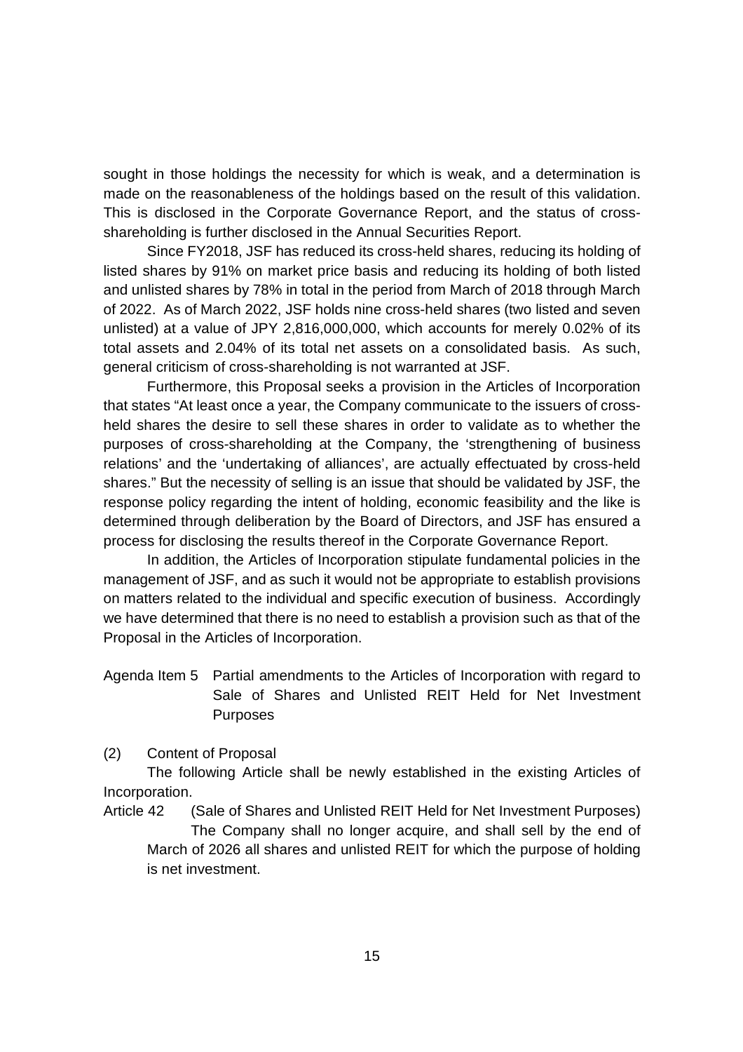sought in those holdings the necessity for which is weak, and a determination is made on the reasonableness of the holdings based on the result of this validation. This is disclosed in the Corporate Governance Report, and the status of cross-shareholding is further disclosed in the Annual Securities Report.

Since FY2018, JSF has reduced its cross-held shares, reducing its holding of listed shares by 91% on market price basis and reducing its holding of both listed and unlisted shares by 78% in total in the period from March of 2018 through March of 2022. As of March 2022, JSF holds nine cross-held shares (two listed and seven unlisted) at a value of JPY 2,816,000,000, which accounts for merely 0.02% of its total assets and 2.04% of its total net assets on a consolidated basis. As such, general criticism of cross-shareholding is not warranted at JSF.

Furthermore, this Proposal seeks a provision in the Articles of Incorporation that states "At least once a year, the Company communicate to the issuers of cross-held shares the desire to sell these shares in order to validate as to whether the purposes of cross-shareholding at the Company, the 'strengthening of business relations' and the 'undertaking of alliances', are actually effectuated by cross-held shares." But the necessity of selling is an issue that should be validated by JSF, the response policy regarding the intent of holding, economic feasibility and the like is determined through deliberation by the Board of Directors, and JSF has ensured a process for disclosing the results thereof in the Corporate Governance Report.

In addition, the Articles of Incorporation stipulate fundamental policies in the management of JSF, and as such it would not be appropriate to establish provisions on matters related to the individual and specific execution of business. Accordingly we have determined that there is no need to establish a provision such as that of the Proposal in the Articles of Incorporation.

## Agenda Item 5 Partial amendments to the Articles of Incorporation with regard to Sale of Shares and Unlisted REIT Held for Net Investment Purposes

(2) Content of Proposal

The following Article shall be newly established in the existing Articles of Incorporation.

Article 42 (Sale of Shares and Unlisted REIT Held for Net Investment Purposes)

The Company shall no longer acquire, and shall sell by the end of March of 2026 all shares and unlisted REIT for which the purpose of holding is net investment.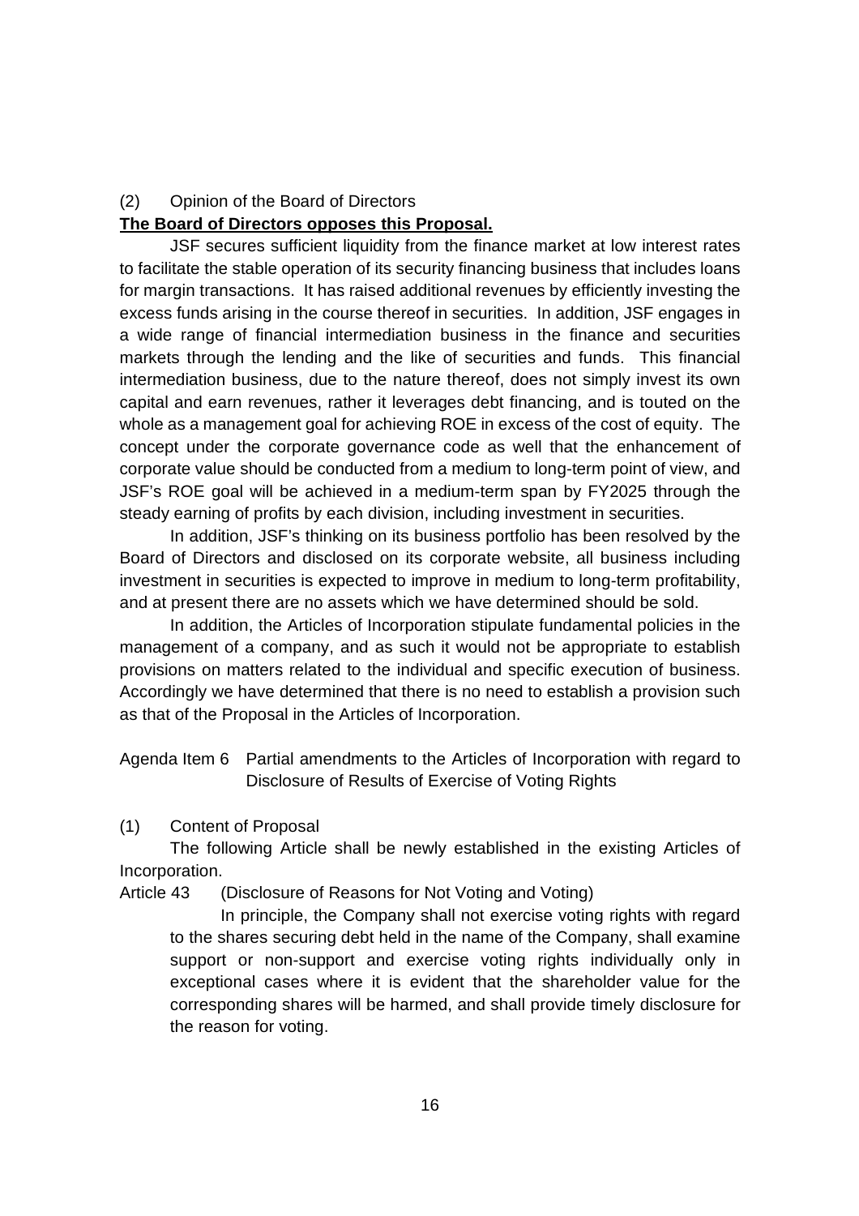(2) Opinion of the Board of Directors

**The Board of Directors opposes this Proposal.**

JSF secures sufficient liquidity from the finance market at low interest rates to facilitate the stable operation of its security financing business that includes loans for margin transactions. It has raised additional revenues by efficiently investing the excess funds arising in the course thereof in securities. In addition, JSF engages in a wide range of financial intermediation business in the finance and securities markets through the lending and the like of securities and funds. This financial intermediation business, due to the nature thereof, does not simply invest its own capital and earn revenues, rather it leverages debt financing, and is touted on the whole as a management goal for achieving ROE in excess of the cost of equity. The concept under the corporate governance code as well that the enhancement of corporate value should be conducted from a medium to long-term point of view, and JSF's ROE goal will be achieved in a medium-term span by FY2025 through the steady earning of profits by each division, including investment in securities.

In addition, JSF's thinking on its business portfolio has been resolved by the Board of Directors and disclosed on its corporate website, all business including investment in securities is expected to improve in medium to long-term profitability, and at present there are no assets which we have determined should be sold.

In addition, the Articles of Incorporation stipulate fundamental policies in the management of a company, and as such it would not be appropriate to establish provisions on matters related to the individual and specific execution of business. Accordingly we have determined that there is no need to establish a provision such as that of the Proposal in the Articles of Incorporation.

Agenda Item 6 Partial amendments to the Articles of Incorporation with regard to Disclosure of Results of Exercise of Voting Rights

(1) Content of Proposal

The following Article shall be newly established in the existing Articles of Incorporation.

Article 43 (Disclosure of Reasons for Not Voting and Voting)

In principle, the Company shall not exercise voting rights with regard to the shares securing debt held in the name of the Company, shall examine support or non-support and exercise voting rights individually only in exceptional cases where it is evident that the shareholder value for the corresponding shares will be harmed, and shall provide timely disclosure for the reason for voting.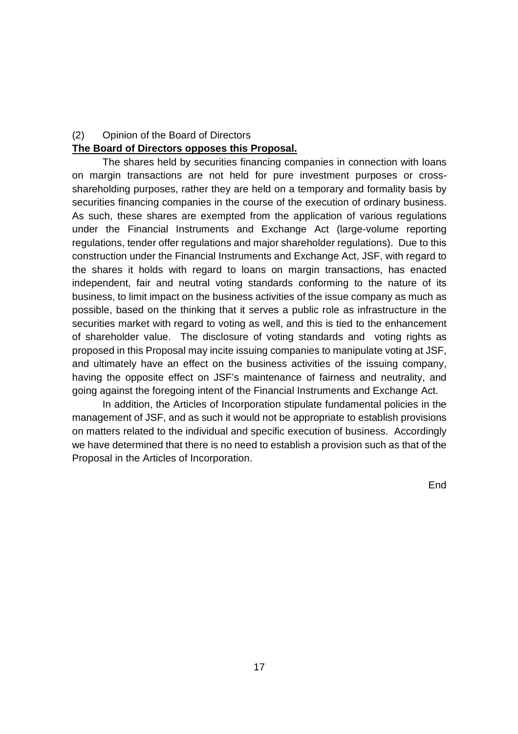(2) Opinion of the Board of Directors

**The Board of Directors opposes this Proposal.**

The shares held by securities financing companies in connection with loans on margin transactions are not held for pure investment purposes or cross-shareholding purposes, rather they are held on a temporary and formality basis by securities financing companies in the course of the execution of ordinary business. As such, these shares are exempted from the application of various regulations under the Financial Instruments and Exchange Act (large-volume reporting regulations, tender offer regulations and major shareholder regulations). Due to this construction under the Financial Instruments and Exchange Act, JSF, with regard to the shares it holds with regard to loans on margin transactions, has enacted independent, fair and neutral voting standards conforming to the nature of its business, to limit impact on the business activities of the issue company as much as possible, based on the thinking that it serves a public role as infrastructure in the securities market with regard to voting as well, and this is tied to the enhancement of shareholder value. The disclosure of voting standards and voting rights as proposed in this Proposal may incite issuing companies to manipulate voting at JSF, and ultimately have an effect on the business activities of the issuing company, having the opposite effect on JSF's maintenance of fairness and neutrality, and going against the foregoing intent of the Financial Instruments and Exchange Act.

In addition, the Articles of Incorporation stipulate fundamental policies in the management of JSF, and as such it would not be appropriate to establish provisions on matters related to the individual and specific execution of business. Accordingly we have determined that there is no need to establish a provision such as that of the Proposal in the Articles of Incorporation.

End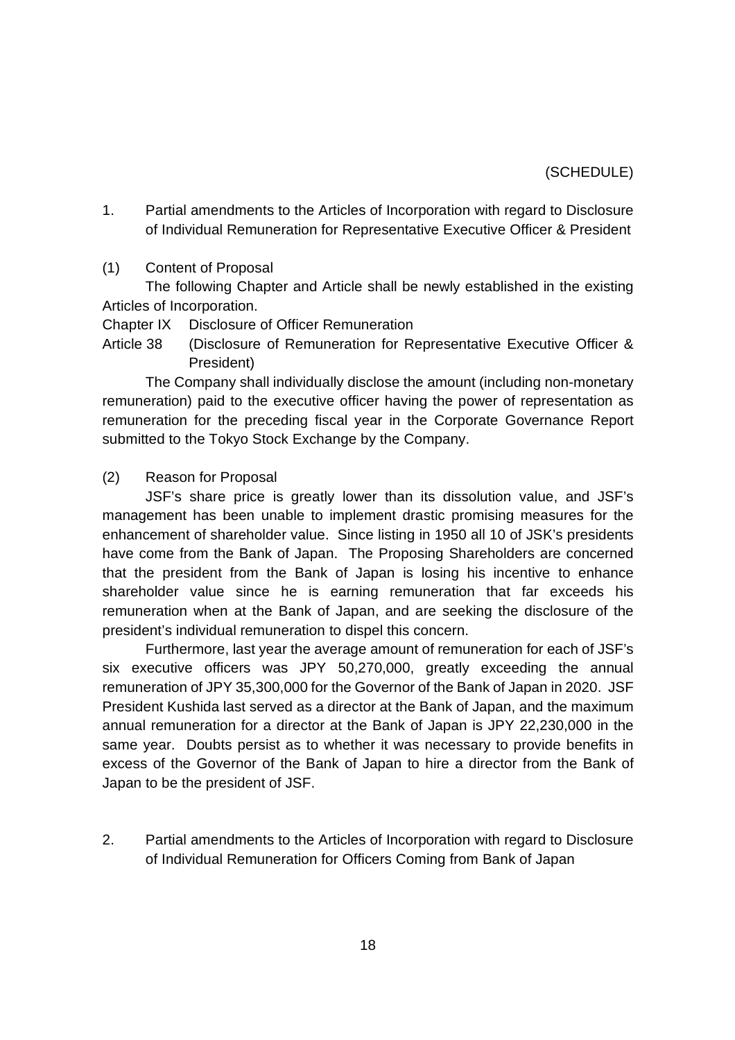(SCHEDULE)

1. Partial amendments to the Articles of Incorporation with regard to Disclosure of Individual Remuneration for Representative Executive Officer & President

(1) Content of Proposal

The following Chapter and Article shall be newly established in the existing Articles of Incorporation.

Chapter IX Disclosure of Officer Remuneration

Article 38 (Disclosure of Remuneration for Representative Executive Officer & President)

The Company shall individually disclose the amount (including non-monetary remuneration) paid to the executive officer having the power of representation as remuneration for the preceding fiscal year in the Corporate Governance Report submitted to the Tokyo Stock Exchange by the Company.

(2) Reason for Proposal

JSF's share price is greatly lower than its dissolution value, and JSF's management has been unable to implement drastic promising measures for the enhancement of shareholder value. Since listing in 1950 all 10 of JSK's presidents have come from the Bank of Japan. The Proposing Shareholders are concerned that the president from the Bank of Japan is losing his incentive to enhance shareholder value since he is earning remuneration that far exceeds his remuneration when at the Bank of Japan, and are seeking the disclosure of the president's individual remuneration to dispel this concern.

Furthermore, last year the average amount of remuneration for each of JSF's six executive officers was JPY 50,270,000, greatly exceeding the annual remuneration of JPY 35,300,000 for the Governor of the Bank of Japan in 2020. JSF President Kushida last served as a director at the Bank of Japan, and the maximum annual remuneration for a director at the Bank of Japan is JPY 22,230,000 in the same year. Doubts persist as to whether it was necessary to provide benefits in excess of the Governor of the Bank of Japan to hire a director from the Bank of Japan to be the president of JSF.

2. Partial amendments to the Articles of Incorporation with regard to Disclosure of Individual Remuneration for Officers Coming from Bank of Japan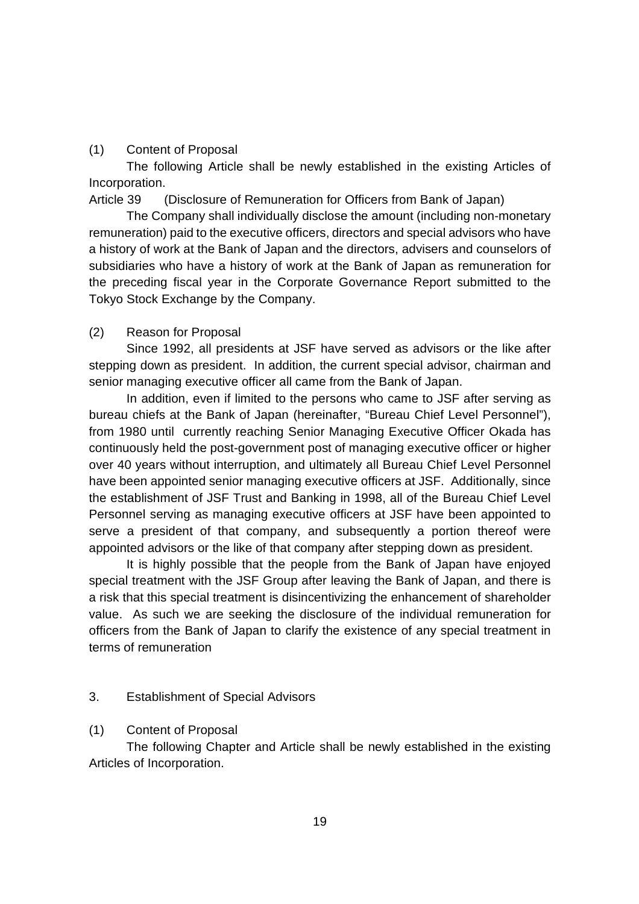(1) Content of Proposal

The following Article shall be newly established in the existing Articles of Incorporation.

Article 39 (Disclosure of Remuneration for Officers from Bank of Japan)

The Company shall individually disclose the amount (including non-monetary remuneration) paid to the executive officers, directors and special advisors who have a history of work at the Bank of Japan and the directors, advisers and counselors of subsidiaries who have a history of work at the Bank of Japan as remuneration for the preceding fiscal year in the Corporate Governance Report submitted to the Tokyo Stock Exchange by the Company.

(2) Reason for Proposal

Since 1992, all presidents at JSF have served as advisors or the like after stepping down as president. In addition, the current special advisor, chairman and senior managing executive officer all came from the Bank of Japan.

In addition, even if limited to the persons who came to JSF after serving as bureau chiefs at the Bank of Japan (hereinafter, "Bureau Chief Level Personnel"), from 1980 until currently reaching Senior Managing Executive Officer Okada has continuously held the post-government post of managing executive officer or higher over 40 years without interruption, and ultimately all Bureau Chief Level Personnel have been appointed senior managing executive officers at JSF. Additionally, since the establishment of JSF Trust and Banking in 1998, all of the Bureau Chief Level Personnel serving as managing executive officers at JSF have been appointed to serve a president of that company, and subsequently a portion thereof were appointed advisors or the like of that company after stepping down as president.

It is highly possible that the people from the Bank of Japan have enjoyed special treatment with the JSF Group after leaving the Bank of Japan, and there is a risk that this special treatment is disincentivizing the enhancement of shareholder value. As such we are seeking the disclosure of the individual remuneration for officers from the Bank of Japan to clarify the existence of any special treatment in terms of remuneration

3. Establishment of Special Advisors

(1) Content of Proposal

The following Chapter and Article shall be newly established in the existing Articles of Incorporation.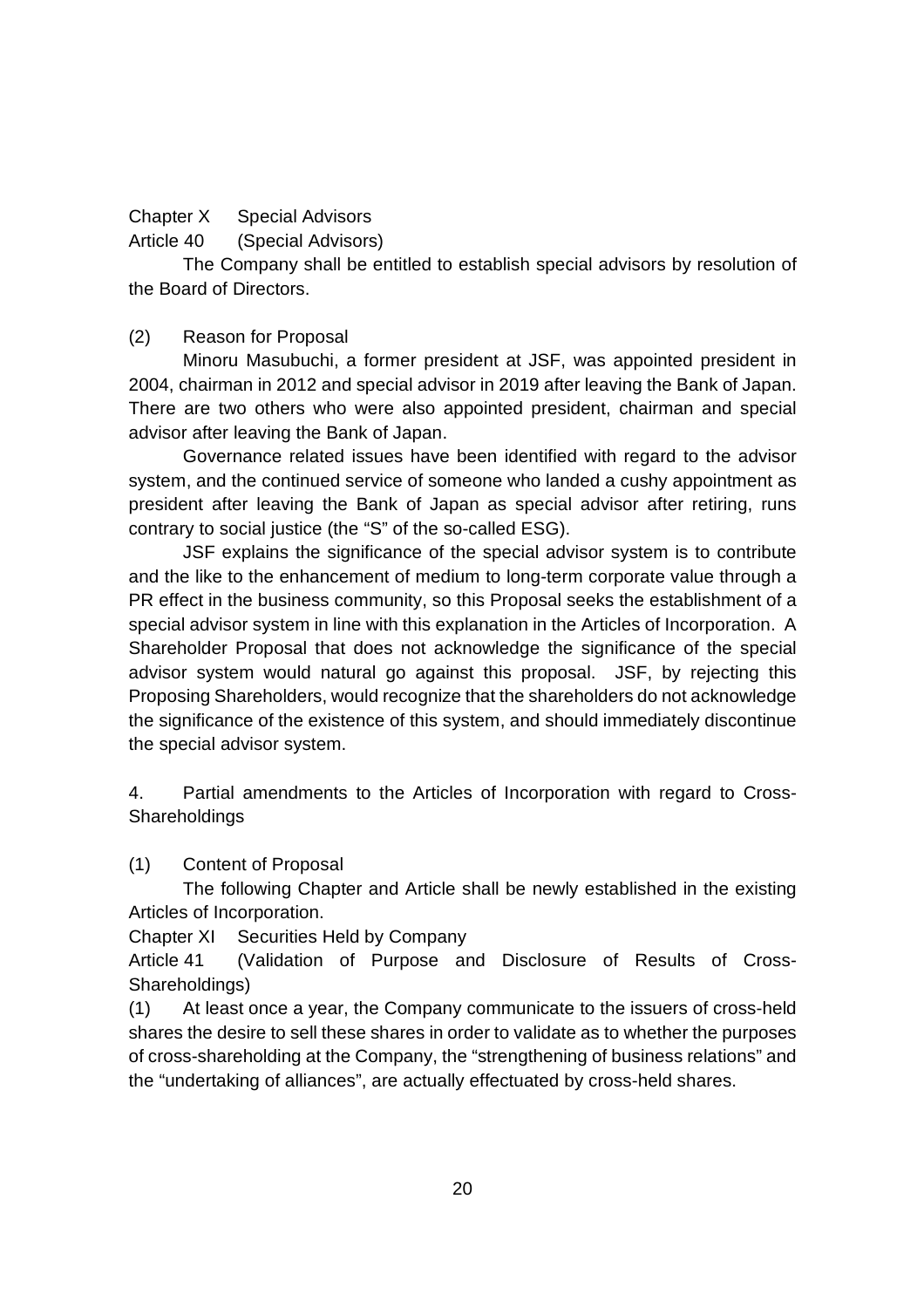Chapter X Special Advisors

Article 40 (Special Advisors)

The Company shall be entitled to establish special advisors by resolution of the Board of Directors.

(2) Reason for Proposal

Minoru Masubuchi, a former president at JSF, was appointed president in 2004, chairman in 2012 and special advisor in 2019 after leaving the Bank of Japan. There are two others who were also appointed president, chairman and special advisor after leaving the Bank of Japan.

Governance related issues have been identified with regard to the advisor system, and the continued service of someone who landed a cushy appointment as president after leaving the Bank of Japan as special advisor after retiring, runs contrary to social justice (the "S" of the so-called ESG).

JSF explains the significance of the special advisor system is to contribute and the like to the enhancement of medium to long-term corporate value through a PR effect in the business community, so this Proposal seeks the establishment of a special advisor system in line with this explanation in the Articles of Incorporation. A Shareholder Proposal that does not acknowledge the significance of the special advisor system would natural go against this proposal. JSF, by rejecting this Proposing Shareholders, would recognize that the shareholders do not acknowledge the significance of the existence of this system, and should immediately discontinue the special advisor system.

4. Partial amendments to the Articles of Incorporation with regard to Cross-Shareholdings

(1) Content of Proposal

The following Chapter and Article shall be newly established in the existing Articles of Incorporation.

Chapter XI Securities Held by Company

Article 41 (Validation of Purpose and Disclosure of Results of Cross-Shareholdings)

(1) At least once a year, the Company communicate to the issuers of cross-held shares the desire to sell these shares in order to validate as to whether the purposes of cross-shareholding at the Company, the "strengthening of business relations" and the "undertaking of alliances", are actually effectuated by cross-held shares.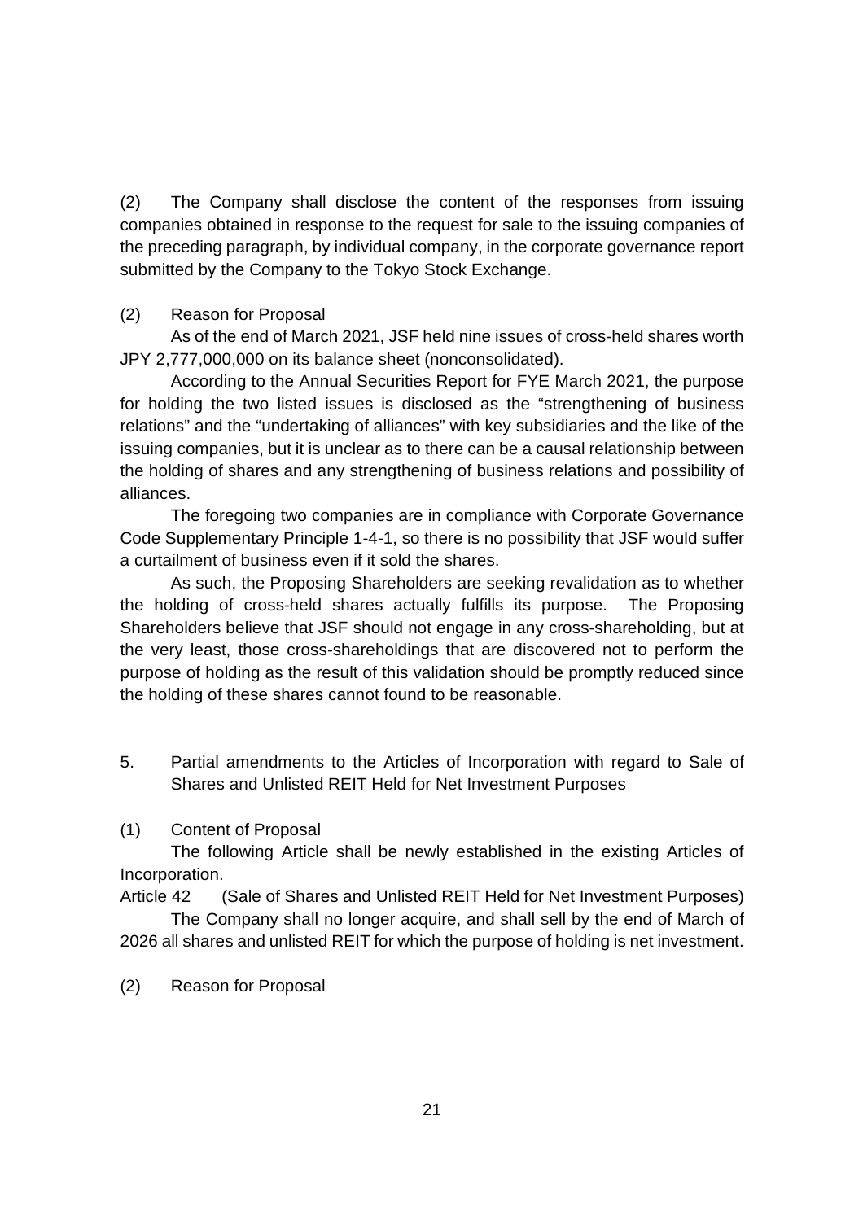(2) The Company shall disclose the content of the responses from issuing companies obtained in response to the request for sale to the issuing companies of the preceding paragraph, by individual company, in the corporate governance report submitted by the Company to the Tokyo Stock Exchange.

(2) Reason for Proposal

As of the end of March 2021, JSF held nine issues of cross-held shares worth JPY 2,777,000,000 on its balance sheet (nonconsolidated).

According to the Annual Securities Report for FYE March 2021, the purpose for holding the two listed issues is disclosed as the "strengthening of business relations" and the "undertaking of alliances" with key subsidiaries and the like of the issuing companies, but it is unclear as to there can be a causal relationship between the holding of shares and any strengthening of business relations and possibility of alliances.

The foregoing two companies are in compliance with Corporate Governance Code Supplementary Principle 1-4-1, so there is no possibility that JSF would suffer a curtailment of business even if it sold the shares.

As such, the Proposing Shareholders are seeking revalidation as to whether the holding of cross-held shares actually fulfills its purpose. The Proposing Shareholders believe that JSF should not engage in any cross-shareholding, but at the very least, those cross-shareholdings that are discovered not to perform the purpose of holding as the result of this validation should be promptly reduced since the holding of these shares cannot found to be reasonable.

## 5. Partial amendments to the Articles of Incorporation with regard to Sale of Shares and Unlisted REIT Held for Net Investment Purposes

(1) Content of Proposal

The following Article shall be newly established in the existing Articles of Incorporation.

Article 42 (Sale of Shares and Unlisted REIT Held for Net Investment Purposes)

The Company shall no longer acquire, and shall sell by the end of March of 2026 all shares and unlisted REIT for which the purpose of holding is net investment.

(2) Reason for Proposal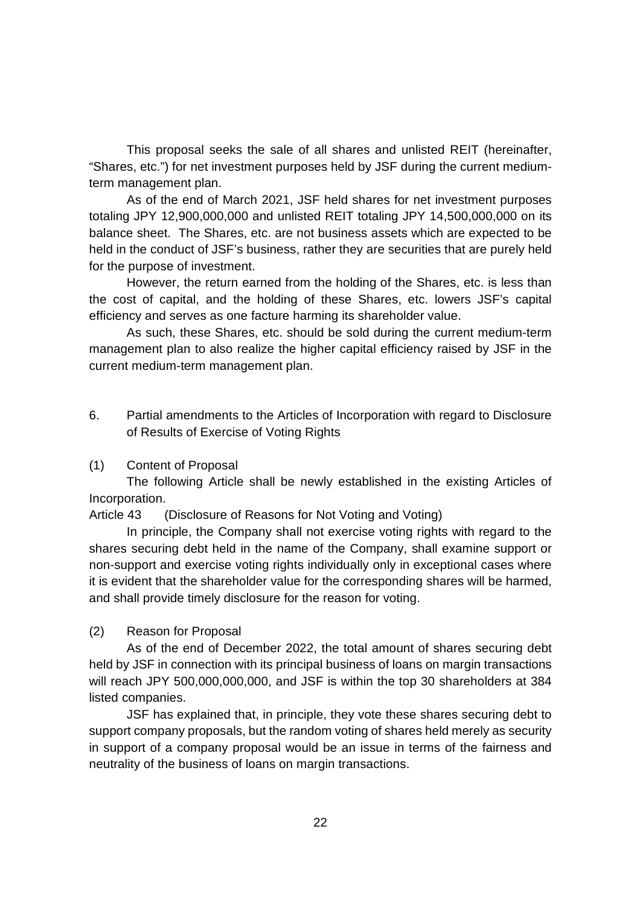This proposal seeks the sale of all shares and unlisted REIT (hereinafter, "Shares, etc.") for net investment purposes held by JSF during the current medium-term management plan.

As of the end of March 2021, JSF held shares for net investment purposes totaling JPY 12,900,000,000 and unlisted REIT totaling JPY 14,500,000,000 on its balance sheet. The Shares, etc. are not business assets which are expected to be held in the conduct of JSF's business, rather they are securities that are purely held for the purpose of investment.

However, the return earned from the holding of the Shares, etc. is less than the cost of capital, and the holding of these Shares, etc. lowers JSF's capital efficiency and serves as one facture harming its shareholder value.

As such, these Shares, etc. should be sold during the current medium-term management plan to also realize the higher capital efficiency raised by JSF in the current medium-term management plan.

6. Partial amendments to the Articles of Incorporation with regard to Disclosure of Results of Exercise of Voting Rights

(1) Content of Proposal

The following Article shall be newly established in the existing Articles of Incorporation.

Article 43 (Disclosure of Reasons for Not Voting and Voting)

In principle, the Company shall not exercise voting rights with regard to the shares securing debt held in the name of the Company, shall examine support or non-support and exercise voting rights individually only in exceptional cases where it is evident that the shareholder value for the corresponding shares will be harmed, and shall provide timely disclosure for the reason for voting.

(2) Reason for Proposal

As of the end of December 2022, the total amount of shares securing debt held by JSF in connection with its principal business of loans on margin transactions will reach JPY 500,000,000,000, and JSF is within the top 30 shareholders at 384 listed companies.

JSF has explained that, in principle, they vote these shares securing debt to support company proposals, but the random voting of shares held merely as security in support of a company proposal would be an issue in terms of the fairness and neutrality of the business of loans on margin transactions.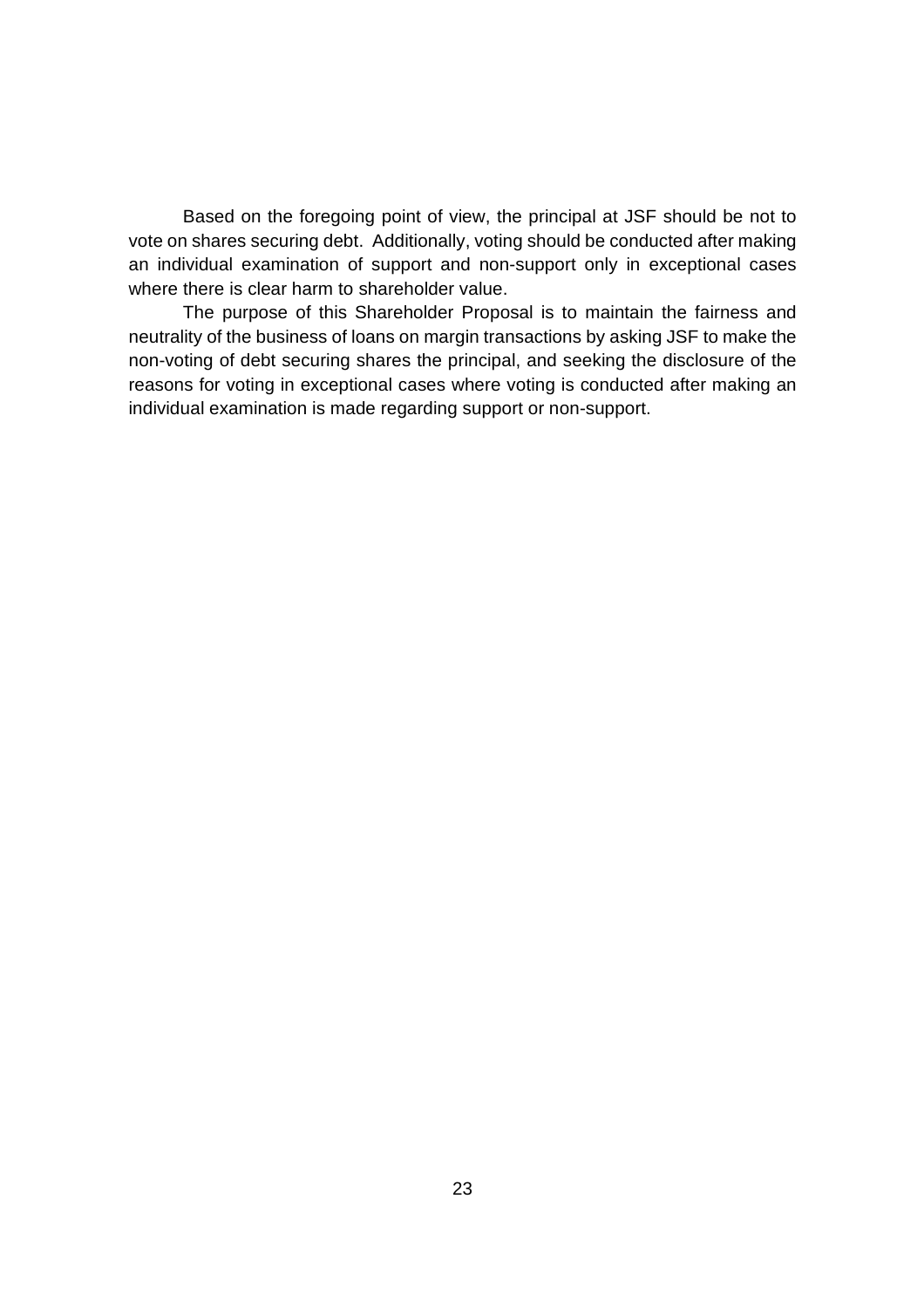Based on the foregoing point of view, the principal at JSF should be not to vote on shares securing debt. Additionally, voting should be conducted after making an individual examination of support and non-support only in exceptional cases where there is clear harm to shareholder value.

The purpose of this Shareholder Proposal is to maintain the fairness and neutrality of the business of loans on margin transactions by asking JSF to make the non-voting of debt securing shares the principal, and seeking the disclosure of the reasons for voting in exceptional cases where voting is conducted after making an individual examination is made regarding support or non-support.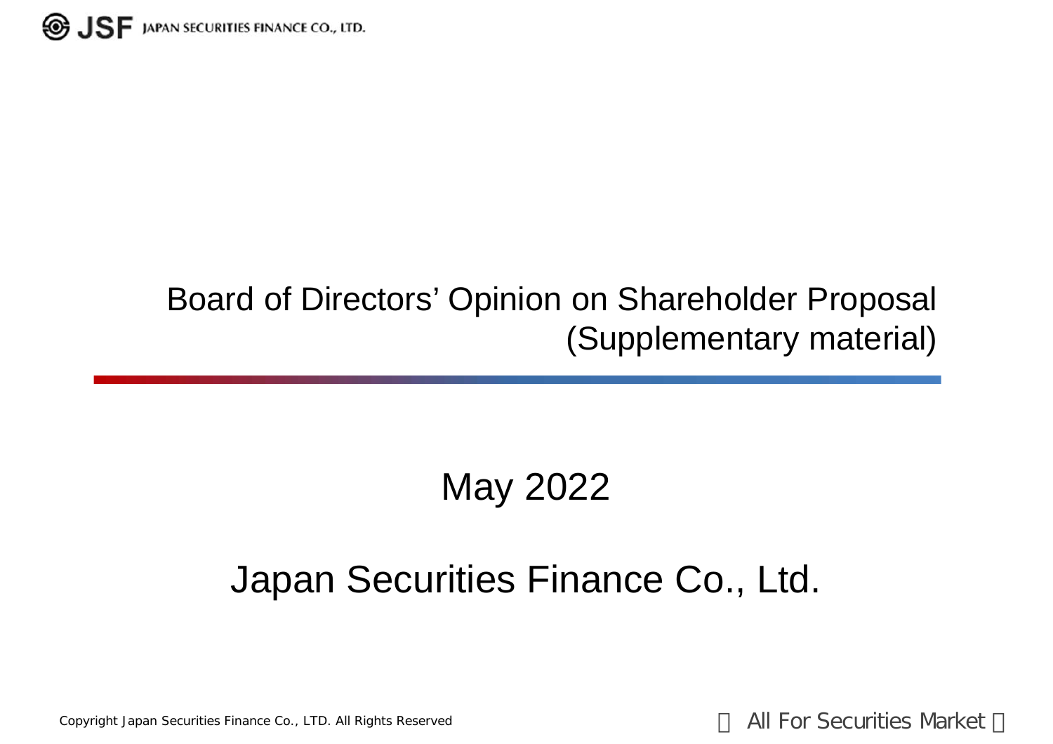# Board of Directors' Opinion on Shareholder Proposal (Supplementary material)

May 2022

Japan Securities Finance Co., Ltd.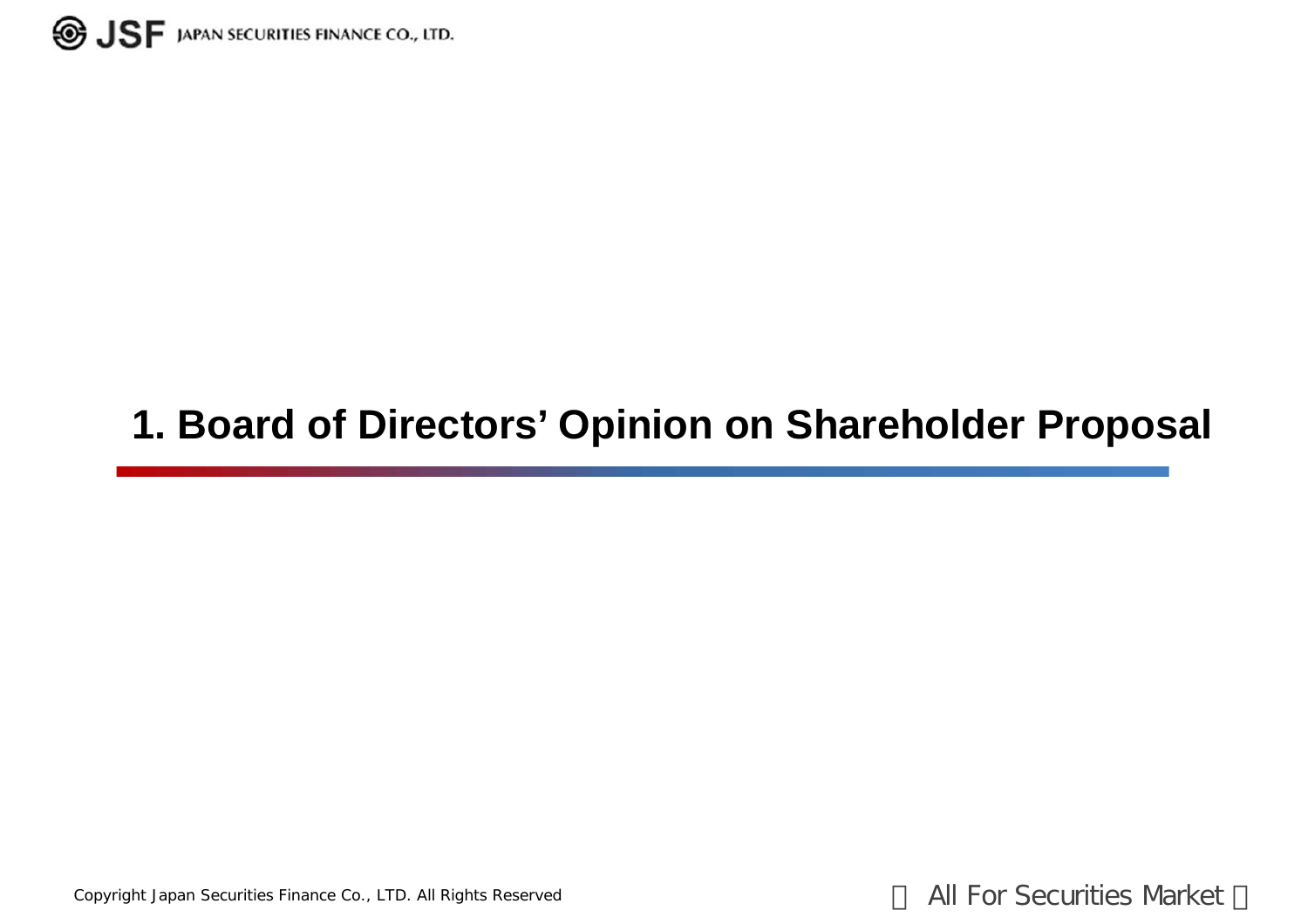# 1. Board of Directors' Opinion on Shareholder Proposal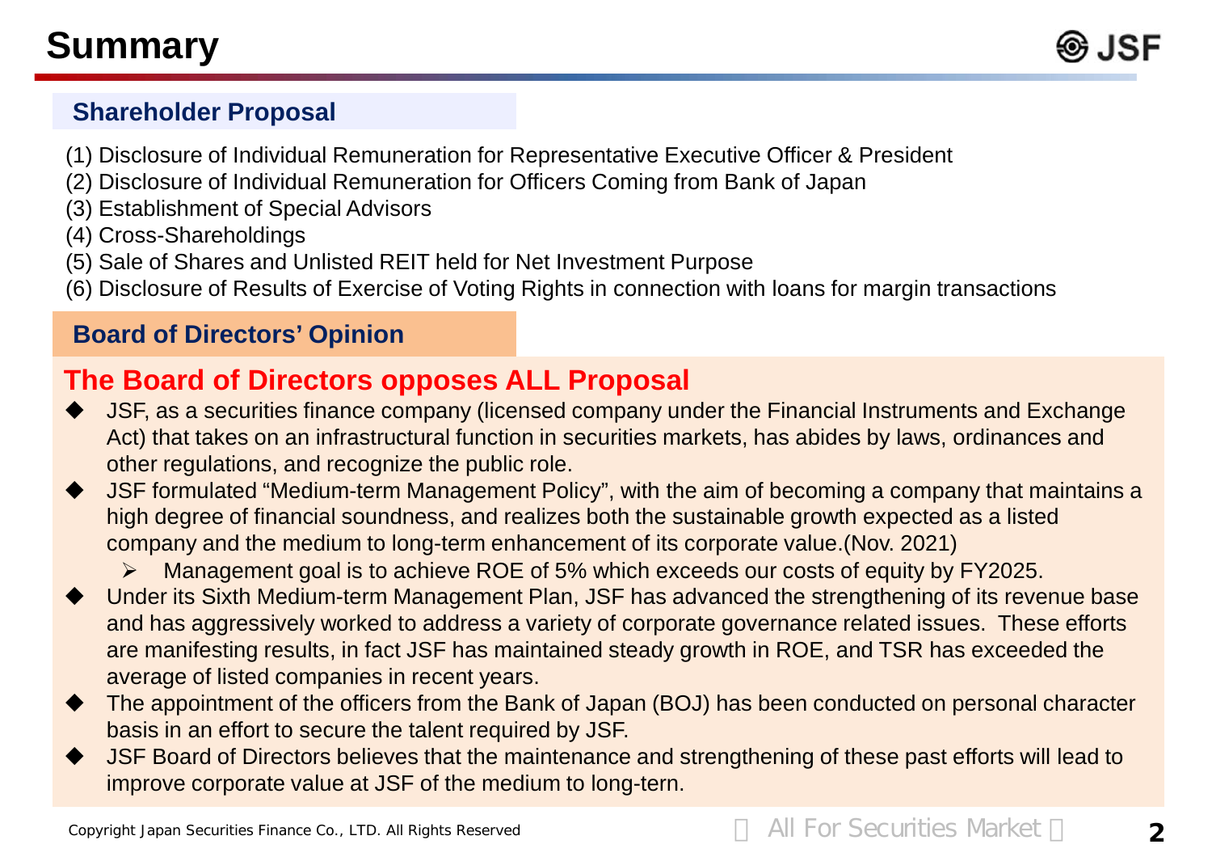# Summary

## Shareholder Proposal

(1) Disclosure of Individual Remuneration for Representative Executive Officer & President
(2) Disclosure of Individual Remuneration for Officers Coming from Bank of Japan
(3) Establishment of Special Advisors
(4) Cross-Shareholdings
(5) Sale of Shares and Unlisted REIT held for Net Investment Purpose
(6) Disclosure of Results of Exercise of Voting Rights in connection with loans for margin transactions

## Board of Directors' Opinion

**The Board of Directors opposes ALL Proposal**

- JSF, as a securities finance company (licensed company under the Financial Instruments and Exchange Act) that takes on an infrastructural function in securities markets, has abides by laws, ordinances and other regulations, and recognize the public role.
- JSF formulated "Medium-term Management Policy", with the aim of becoming a company that maintains a high degree of financial soundness, and realizes both the sustainable growth expected as a listed company and the medium to long-term enhancement of its corporate value.(Nov. 2021)
  - Management goal is to achieve ROE of 5% which exceeds our costs of equity by FY2025.
- Under its Sixth Medium-term Management Plan, JSF has advanced the strengthening of its revenue base and has aggressively worked to address a variety of corporate governance related issues. These efforts are manifesting results, in fact JSF has maintained steady growth in ROE, and TSR has exceeded the average of listed companies in recent years.
- The appointment of the officers from the Bank of Japan (BOJ) has been conducted on personal character basis in an effort to secure the talent required by JSF.
- JSF Board of Directors believes that the maintenance and strengthening of these past efforts will lead to improve corporate value at JSF of the medium to long-tern.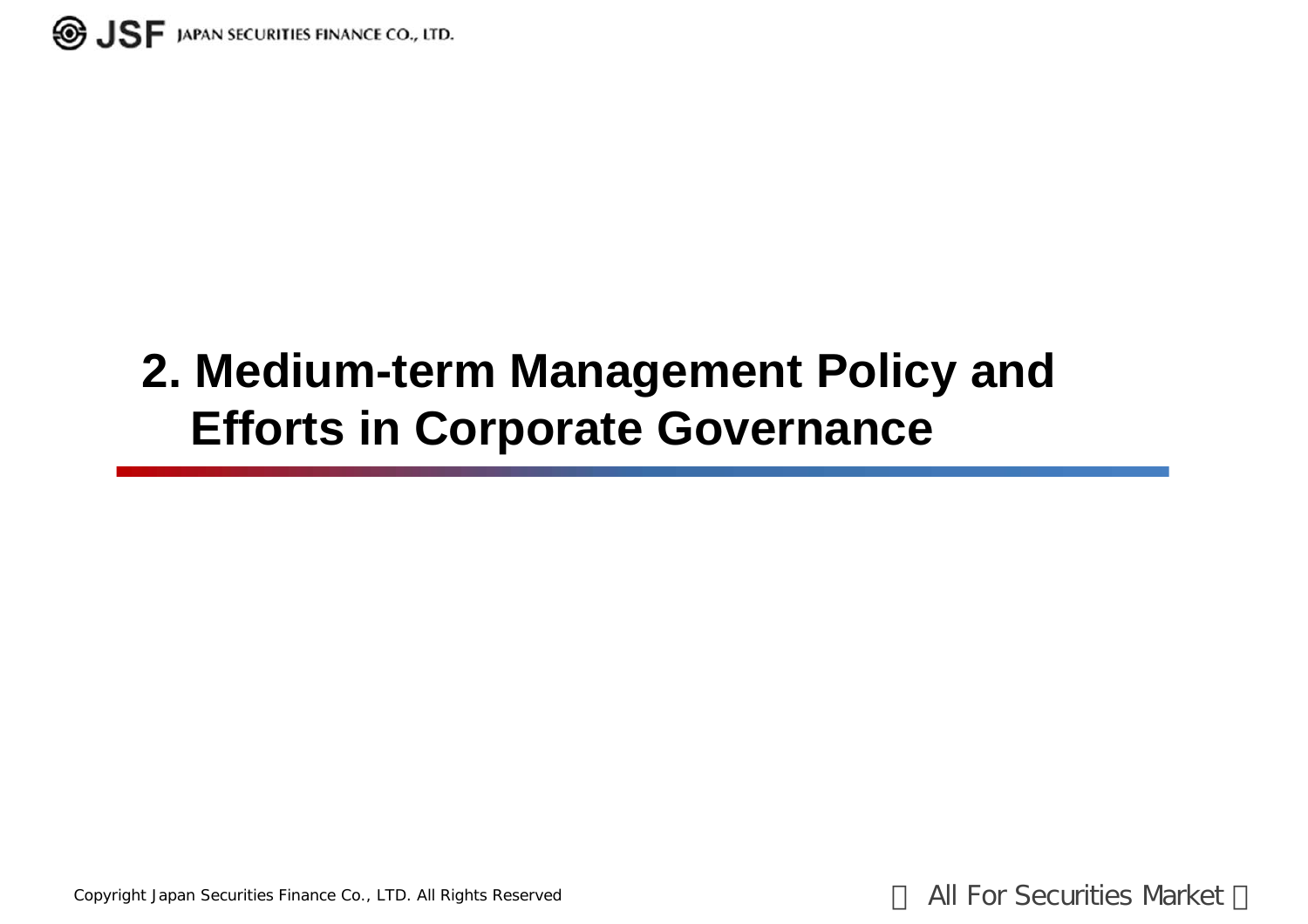# 2. Medium-term Management Policy and Efforts in Corporate Governance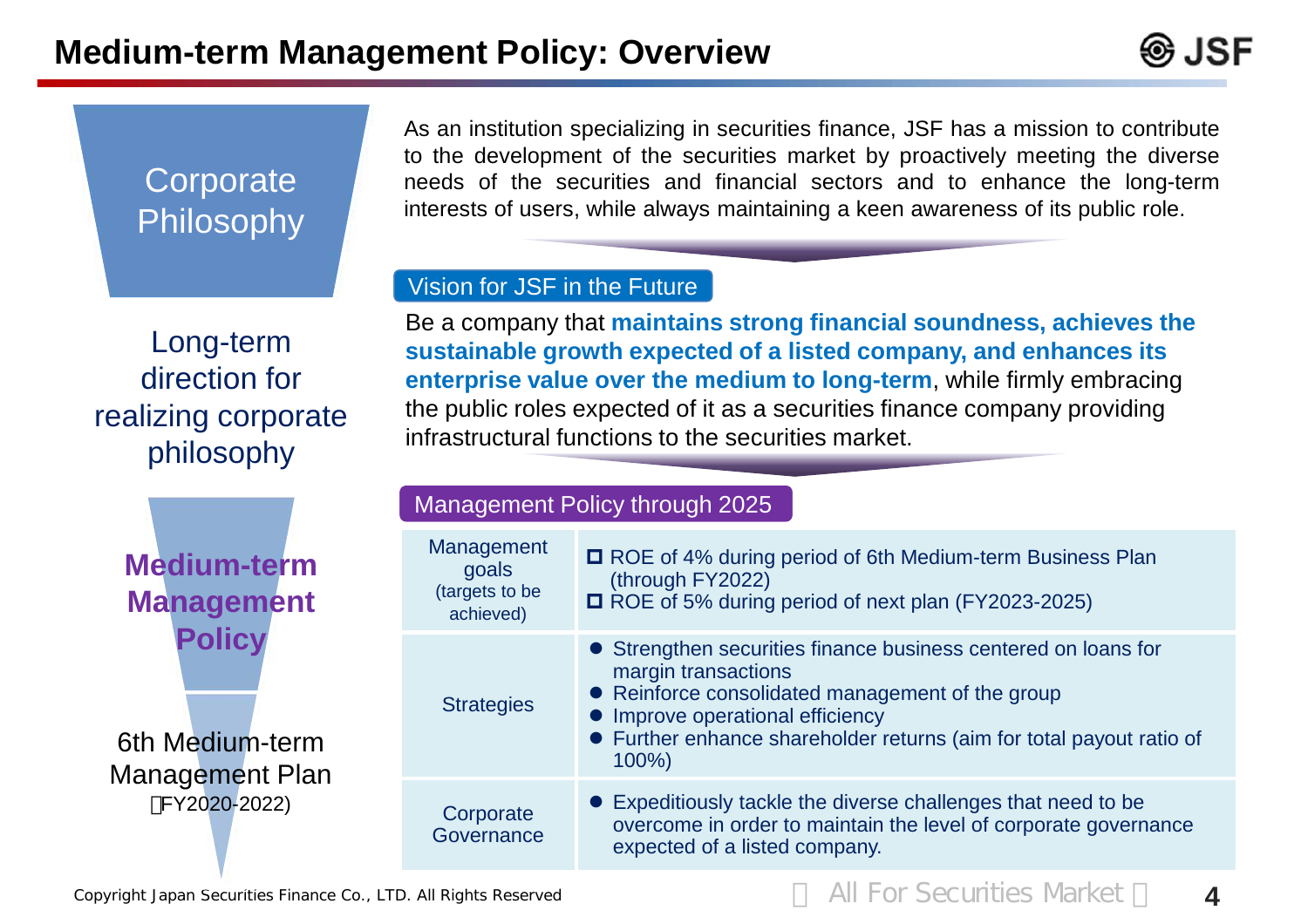# Medium-term Management Policy: Overview

**Corporate Philosophy**

As an institution specializing in securities finance, JSF has a mission to contribute to the development of the securities market by proactively meeting the diverse needs of the securities and financial sectors and to enhance the long-term interests of users, while always maintaining a keen awareness of its public role.

**Long-term direction for realizing corporate philosophy**

## Vision for JSF in the Future

Be a company that **maintains strong financial soundness, achieves the sustainable growth expected of a listed company, and enhances its enterprise value over the medium to long-term**, while firmly embracing the public roles expected of it as a securities finance company providing infrastructural functions to the securities market.

**Medium-term Management Policy**

**6th Medium-term Management Plan (FY2020-2022)**

## Management Policy through 2025

| | |
|---|---|
| Management goals (targets to be achieved) | ☐ ROE of 4% during period of 6th Medium-term Business Plan (through FY2022)<br>☐ ROE of 5% during period of next plan (FY2023-2025) |
| Strategies | ● Strengthen securities finance business centered on loans for margin transactions<br>● Reinforce consolidated management of the group<br>● Improve operational efficiency<br>● Further enhance shareholder returns (aim for total payout ratio of 100%) |
| Corporate Governance | ● Expeditiously tackle the diverse challenges that need to be overcome in order to maintain the level of corporate governance expected of a listed company. |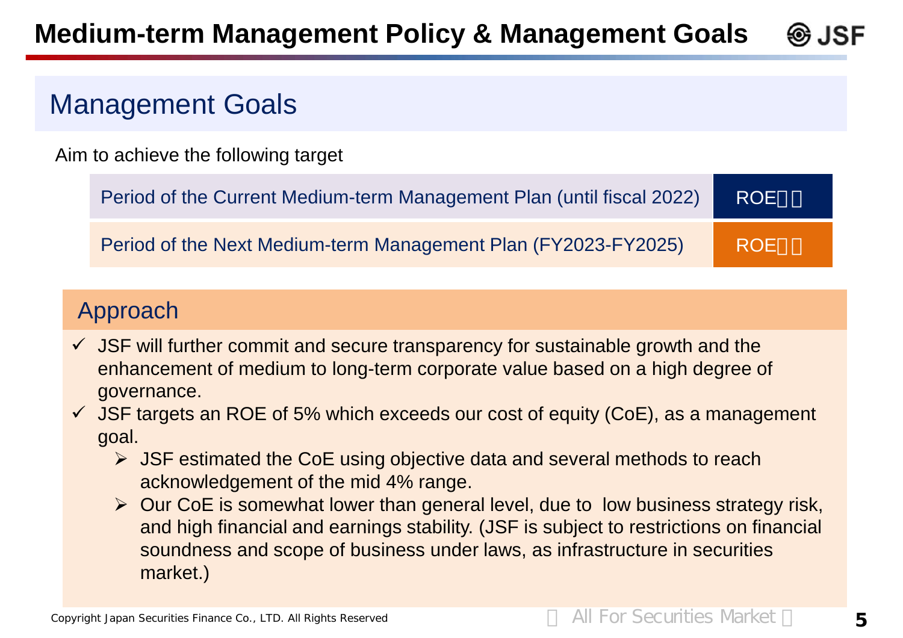# Medium-term Management Policy & Management Goals

## Management Goals

Aim to achieve the following target

| Period | Target |
| --- | --- |
| Period of the Current Medium-term Management Plan (until fiscal 2022) | ROE□□ |
| Period of the Next Medium-term Management Plan (FY2023-FY2025) | ROE□□ |

## Approach

- ✓ JSF will further commit and secure transparency for sustainable growth and the enhancement of medium to long-term corporate value based on a high degree of governance.
- ✓ JSF targets an ROE of 5% which exceeds our cost of equity (CoE), as a management goal.
  - ➢ JSF estimated the CoE using objective data and several methods to reach acknowledgement of the mid 4% range.
  - ➢ Our CoE is somewhat lower than general level, due to low business strategy risk, and high financial and earnings stability. (JSF is subject to restrictions on financial soundness and scope of business under laws, as infrastructure in securities market.)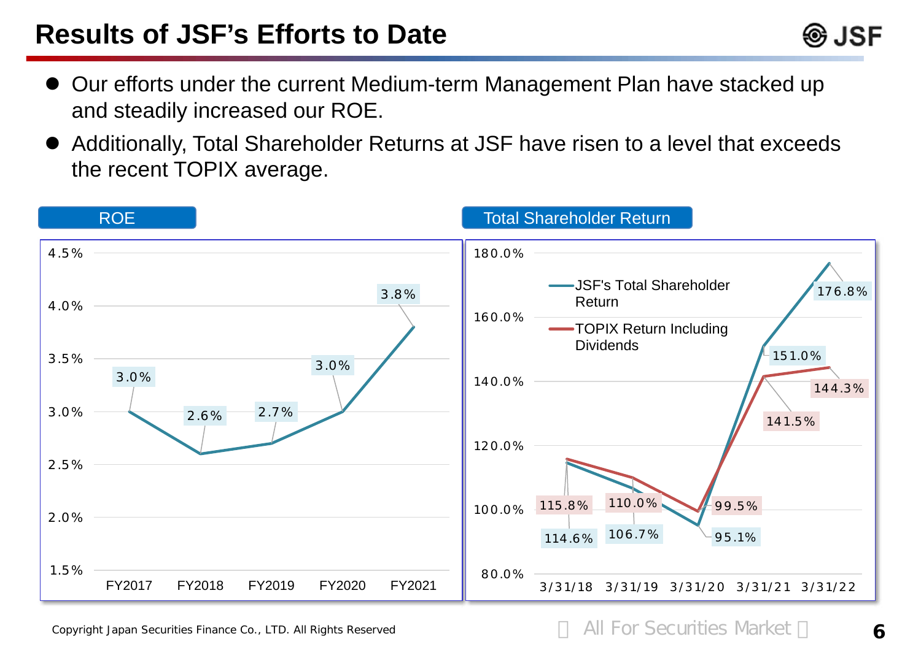# Results of JSF's Efforts to Date

- Our efforts under the current Medium-term Management Plan have stacked up and steadily increased our ROE.
- Additionally, Total Shareholder Returns at JSF have risen to a level that exceeds the recent TOPIX average.

**ROE**

| | FY2017 | FY2018 | FY2019 | FY2020 | FY2021 |
|---|---|---|---|---|---|
| ROE | 3.0% | 2.6% | 2.7% | 3.0% | 3.8% |

**Total Shareholder Return**

| | 3/31/18 | 3/31/19 | 3/31/20 | 3/31/21 | 3/31/22 |
|---|---|---|---|---|---|
| JSF's Total Shareholder Return | 114.6% | 106.7% | 95.1% | 151.0% | 176.8% |
| TOPIX Return Including Dividends | 115.8% | 110.0% | 99.5% | 141.5% | 144.3% |

Copyright Japan Securities Finance Co., LTD. All Rights Reserved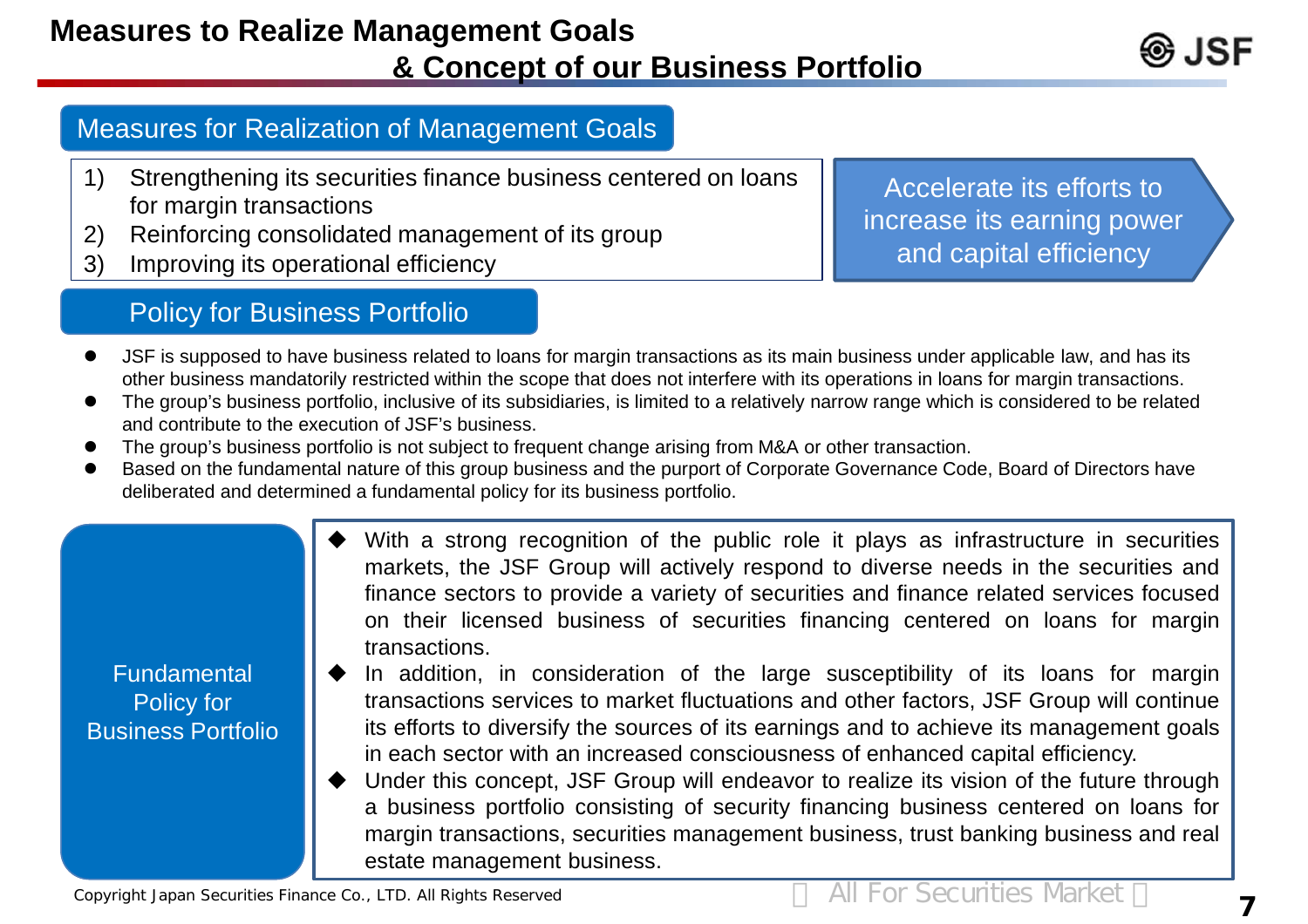# Measures to Realize Management Goals & Concept of our Business Portfolio

## Measures for Realization of Management Goals

1) Strengthening its securities finance business centered on loans for margin transactions
2) Reinforcing consolidated management of its group
3) Improving its operational efficiency

Accelerate its efforts to increase its earning power and capital efficiency

## Policy for Business Portfolio

- JSF is supposed to have business related to loans for margin transactions as its main business under applicable law, and has its other business mandatorily restricted within the scope that does not interfere with its operations in loans for margin transactions.
- The group's business portfolio, inclusive of its subsidiaries, is limited to a relatively narrow range which is considered to be related and contribute to the execution of JSF's business.
- The group's business portfolio is not subject to frequent change arising from M&A or other transaction.
- Based on the fundamental nature of this group business and the purport of Corporate Governance Code, Board of Directors have deliberated and determined a fundamental policy for its business portfolio.

### Fundamental Policy for Business Portfolio

- With a strong recognition of the public role it plays as infrastructure in securities markets, the JSF Group will actively respond to diverse needs in the securities and finance sectors to provide a variety of securities and finance related services focused on their licensed business of securities financing centered on loans for margin transactions.
- In addition, in consideration of the large susceptibility of its loans for margin transactions services to market fluctuations and other factors, JSF Group will continue its efforts to diversify the sources of its earnings and to achieve its management goals in each sector with an increased consciousness of enhanced capital efficiency.
- Under this concept, JSF Group will endeavor to realize its vision of the future through a business portfolio consisting of security financing business centered on loans for margin transactions, securities management business, trust banking business and real estate management business.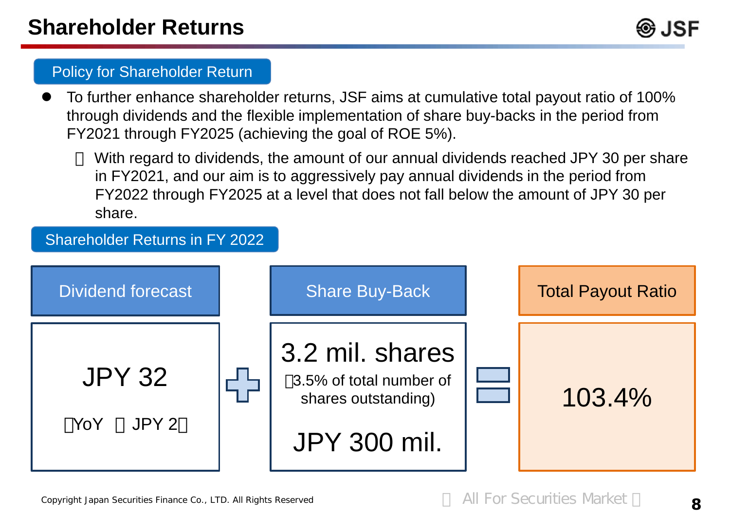# Shareholder Returns

## Policy for Shareholder Return

- To further enhance shareholder returns, JSF aims at cumulative total payout ratio of 100% through dividends and the flexible implementation of share buy-backs in the period from FY2021 through FY2025 (achieving the goal of ROE 5%).
  - With regard to dividends, the amount of our annual dividends reached JPY 30 per share in FY2021, and our aim is to aggressively pay annual dividends in the period from FY2022 through FY2025 at a level that does not fall below the amount of JPY 30 per share.

## Shareholder Returns in FY 2022

| Dividend forecast | | Share Buy-Back | | Total Payout Ratio |
|---|---|---|---|---|
| JPY 32 (YoY JPY 2) | + | 3.2 mil. shares (3.5% of total number of shares outstanding) JPY 300 mil. | = | 103.4% |

All For Securities Market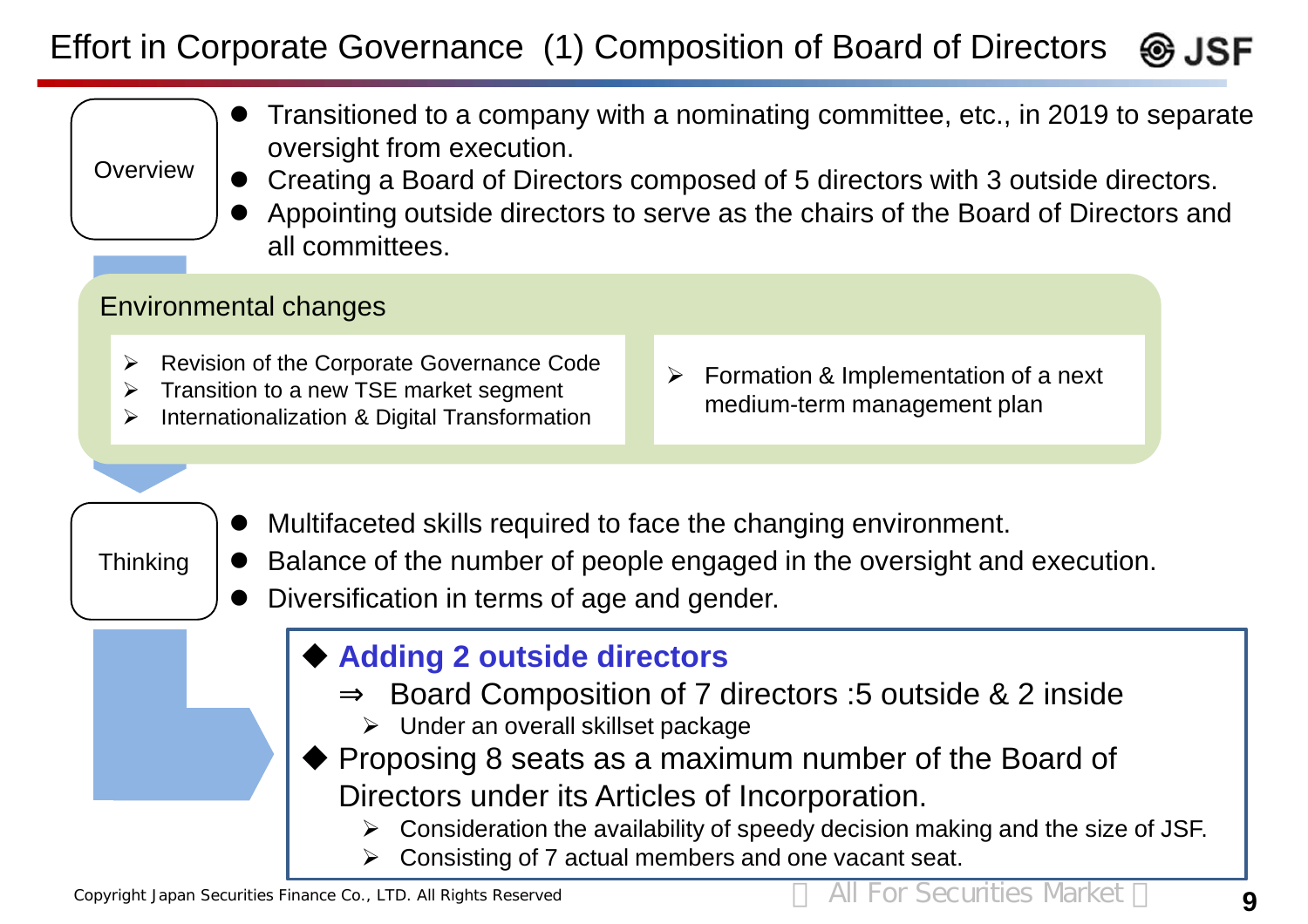# Effort in Corporate Governance (1) Composition of Board of Directors

**Overview**

- Transitioned to a company with a nominating committee, etc., in 2019 to separate oversight from execution.
- Creating a Board of Directors composed of 5 directors with 3 outside directors.
- Appointing outside directors to serve as the chairs of the Board of Directors and all committees.

**Environmental changes**

- Revision of the Corporate Governance Code
- Transition to a new TSE market segment
- Internationalization & Digital Transformation

- Formation & Implementation of a next medium-term management plan

**Thinking**

- Multifaceted skills required to face the changing environment.
- Balance of the number of people engaged in the oversight and execution.
- Diversification in terms of age and gender.

◆ **Adding 2 outside directors**

⇒ Board Composition of 7 directors :5 outside & 2 inside

- Under an overall skillset package

◆ Proposing 8 seats as a maximum number of the Board of Directors under its Articles of Incorporation.

- Consideration the availability of speedy decision making and the size of JSF.
- Consisting of 7 actual members and one vacant seat.

Copyright Japan Securities Finance Co., LTD. All Rights Reserved

All For Securities Market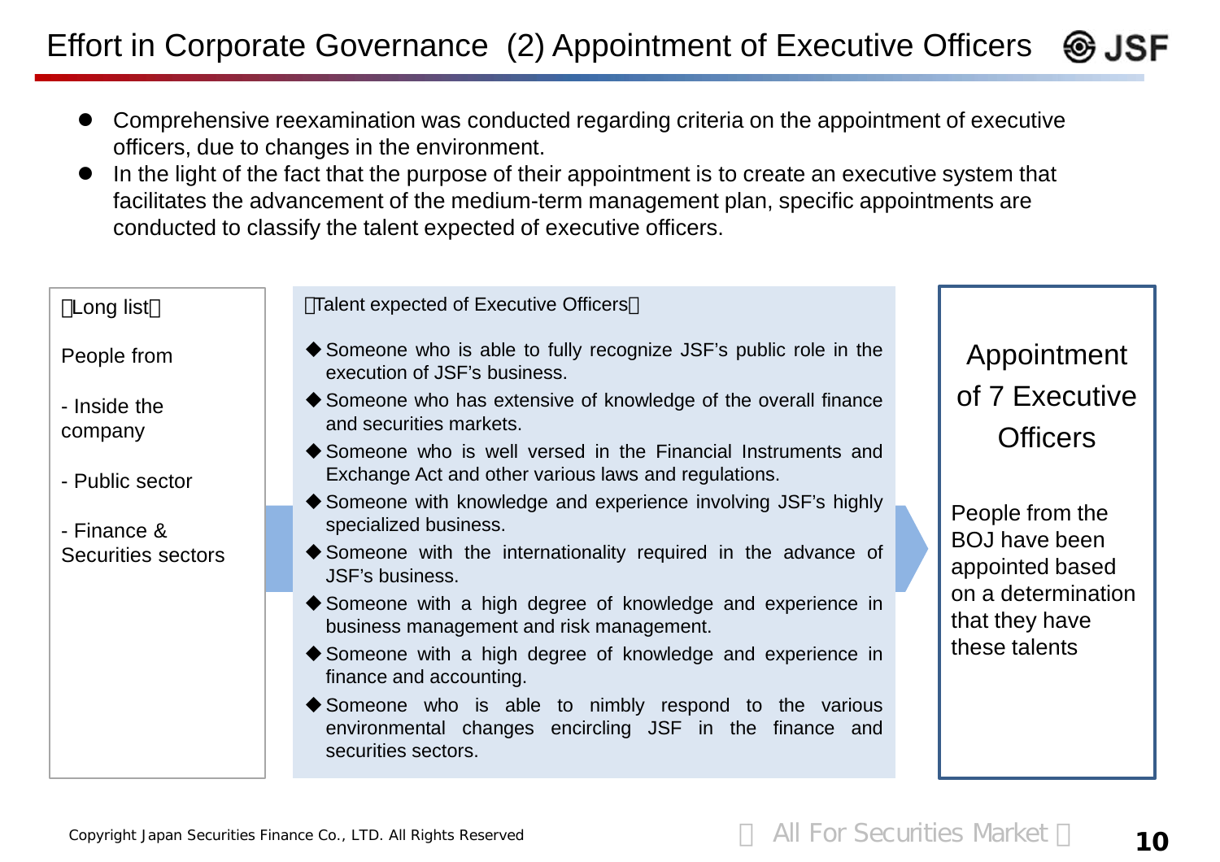# Effort in Corporate Governance (2) Appointment of Executive Officers

- Comprehensive reexamination was conducted regarding criteria on the appointment of executive officers, due to changes in the environment.
- In the light of the fact that the purpose of their appointment is to create an executive system that facilitates the advancement of the medium-term management plan, specific appointments are conducted to classify the talent expected of executive officers.

【Long list】

People from

- Inside the company
- Public sector
- Finance & Securities sectors

【Talent expected of Executive Officers】

◆Someone who is able to fully recognize JSF's public role in the execution of JSF's business.

◆Someone who has extensive of knowledge of the overall finance and securities markets.

◆Someone who is well versed in the Financial Instruments and Exchange Act and other various laws and regulations.

◆Someone with knowledge and experience involving JSF's highly specialized business.

◆Someone with the internationality required in the advance of JSF's business.

◆Someone with a high degree of knowledge and experience in business management and risk management.

◆Someone with a high degree of knowledge and experience in finance and accounting.

◆Someone who is able to nimbly respond to the various environmental changes encircling JSF in the finance and securities sectors.

**Appointment of 7 Executive Officers**

People from the BOJ have been appointed based on a determination that they have these talents

Copyright Japan Securities Finance Co., LTD. All Rights Reserved

【 All For Securities Market 】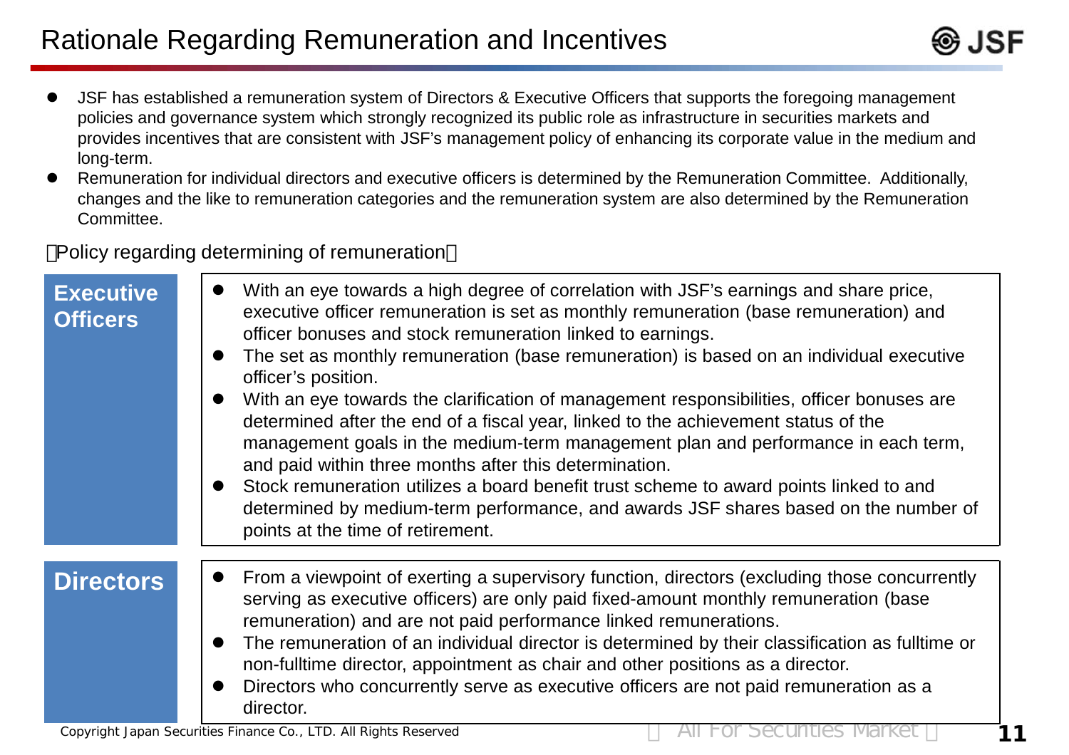# Rationale Regarding Remuneration and Incentives

- JSF has established a remuneration system of Directors & Executive Officers that supports the foregoing management policies and governance system which strongly recognized its public role as infrastructure in securities markets and provides incentives that are consistent with JSF's management policy of enhancing its corporate value in the medium and long-term.
- Remuneration for individual directors and executive officers is determined by the Remuneration Committee. Additionally, changes and the like to remuneration categories and the remuneration system are also determined by the Remuneration Committee.

【Policy regarding determining of remuneration】

| | |
|---|---|
| **Executive Officers** | • With an eye towards a high degree of correlation with JSF's earnings and share price, executive officer remuneration is set as monthly remuneration (base remuneration) and officer bonuses and stock remuneration linked to earnings.<br>• The set as monthly remuneration (base remuneration) is based on an individual executive officer's position.<br>• With an eye towards the clarification of management responsibilities, officer bonuses are determined after the end of a fiscal year, linked to the achievement status of the management goals in the medium-term management plan and performance in each term, and paid within three months after this determination.<br>• Stock remuneration utilizes a board benefit trust scheme to award points linked to and determined by medium-term performance, and awards JSF shares based on the number of points at the time of retirement. |
| **Directors** | • From a viewpoint of exerting a supervisory function, directors (excluding those concurrently serving as executive officers) are only paid fixed-amount monthly remuneration (base remuneration) and are not paid performance linked remunerations.<br>• The remuneration of an individual director is determined by their classification as fulltime or non-fulltime director, appointment as chair and other positions as a director.<br>• Directors who concurrently serve as executive officers are not paid remuneration as a director. |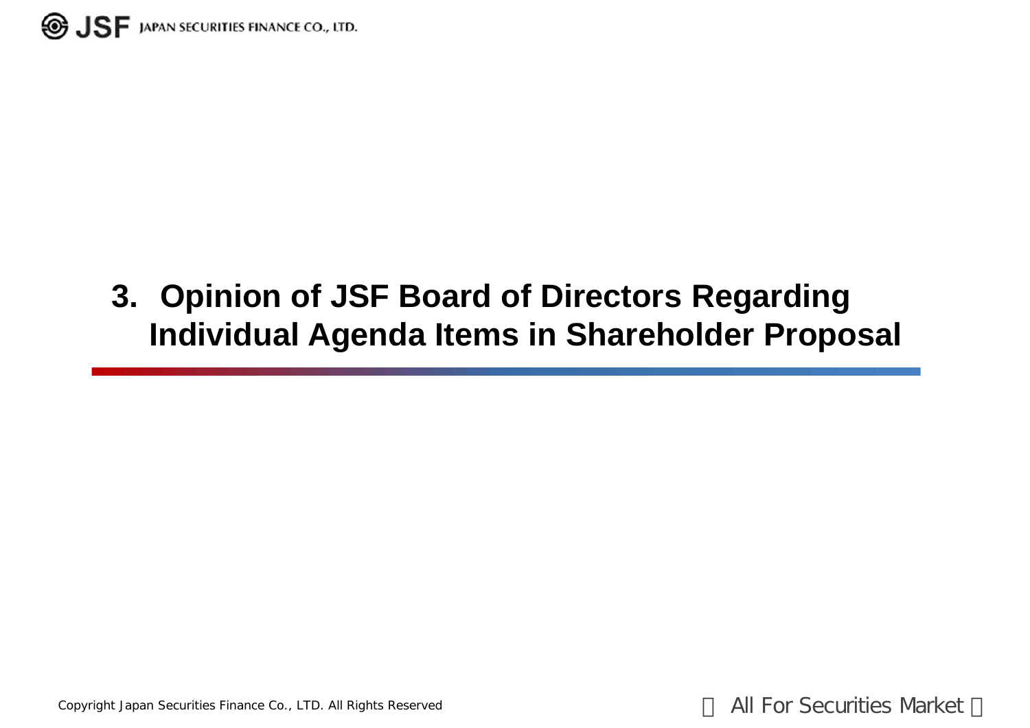# 3. Opinion of JSF Board of Directors Regarding Individual Agenda Items in Shareholder Proposal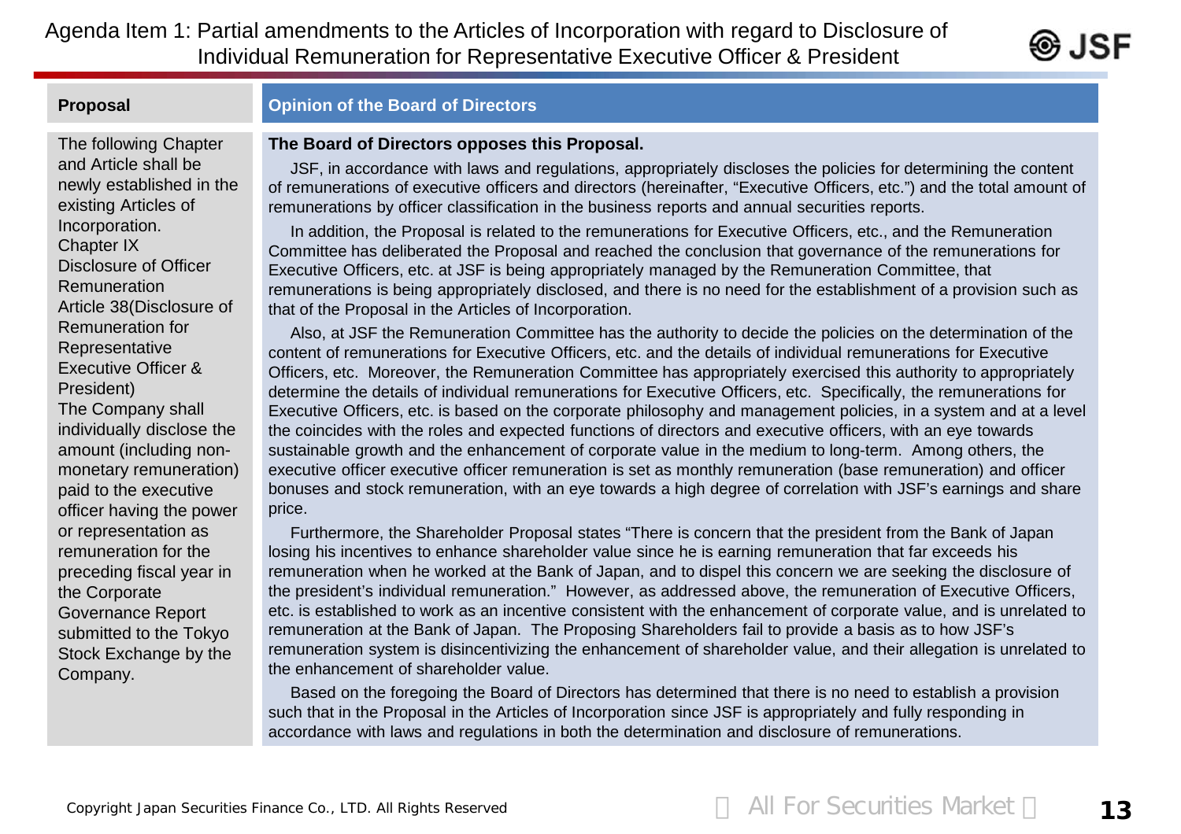# Agenda Item 1: Partial amendments to the Articles of Incorporation with regard to Disclosure of Individual Remuneration for Representative Executive Officer & President

| Proposal | Opinion of the Board of Directors |
| --- | --- |
| The following Chapter and Article shall be newly established in the existing Articles of Incorporation.<br>Chapter IX Disclosure of Officer Remuneration<br>Article 38(Disclosure of Remuneration for Representative Executive Officer & President)<br>The Company shall individually disclose the amount (including non-monetary remuneration) paid to the executive officer having the power or representation as remuneration for the preceding fiscal year in the Corporate Governance Report submitted to the Tokyo Stock Exchange by the Company. | **The Board of Directors opposes this Proposal.**<br>JSF, in accordance with laws and regulations, appropriately discloses the policies for determining the content of remunerations of executive officers and directors (hereinafter, "Executive Officers, etc.") and the total amount of remunerations by officer classification in the business reports and annual securities reports.<br>In addition, the Proposal is related to the remunerations for Executive Officers, etc., and the Remuneration Committee has deliberated the Proposal and reached the conclusion that governance of the remunerations for Executive Officers, etc. at JSF is being appropriately managed by the Remuneration Committee, that remunerations is being appropriately disclosed, and there is no need for the establishment of a provision such as that of the Proposal in the Articles of Incorporation.<br>Also, at JSF the Remuneration Committee has the authority to decide the policies on the determination of the content of remunerations for Executive Officers, etc. and the details of individual remunerations for Executive Officers, etc. Moreover, the Remuneration Committee has appropriately exercised this authority to appropriately determine the details of individual remunerations for Executive Officers, etc. Specifically, the remunerations for Executive Officers, etc. is based on the corporate philosophy and management policies, in a system and at a level the coincides with the roles and expected functions of directors and executive officers, with an eye towards sustainable growth and the enhancement of corporate value in the medium to long-term. Among others, the executive officer executive officer remuneration is set as monthly remuneration (base remuneration) and officer bonuses and stock remuneration, with an eye towards a high degree of correlation with JSF's earnings and share price.<br>Furthermore, the Shareholder Proposal states "There is concern that the president from the Bank of Japan losing his incentives to enhance shareholder value since he is earning remuneration that far exceeds his remuneration when he worked at the Bank of Japan, and to dispel this concern we are seeking the disclosure of the president's individual remuneration." However, as addressed above, the remuneration of Executive Officers, etc. is established to work as an incentive consistent with the enhancement of corporate value, and is unrelated to remuneration at the Bank of Japan. The Proposing Shareholders fail to provide a basis as to how JSF's remuneration system is disincentivizing the enhancement of shareholder value, and their allegation is unrelated to the enhancement of shareholder value.<br>Based on the foregoing the Board of Directors has determined that there is no need to establish a provision such that in the Proposal in the Articles of Incorporation since JSF is appropriately and fully responding in accordance with laws and regulations in both the determination and disclosure of remunerations. |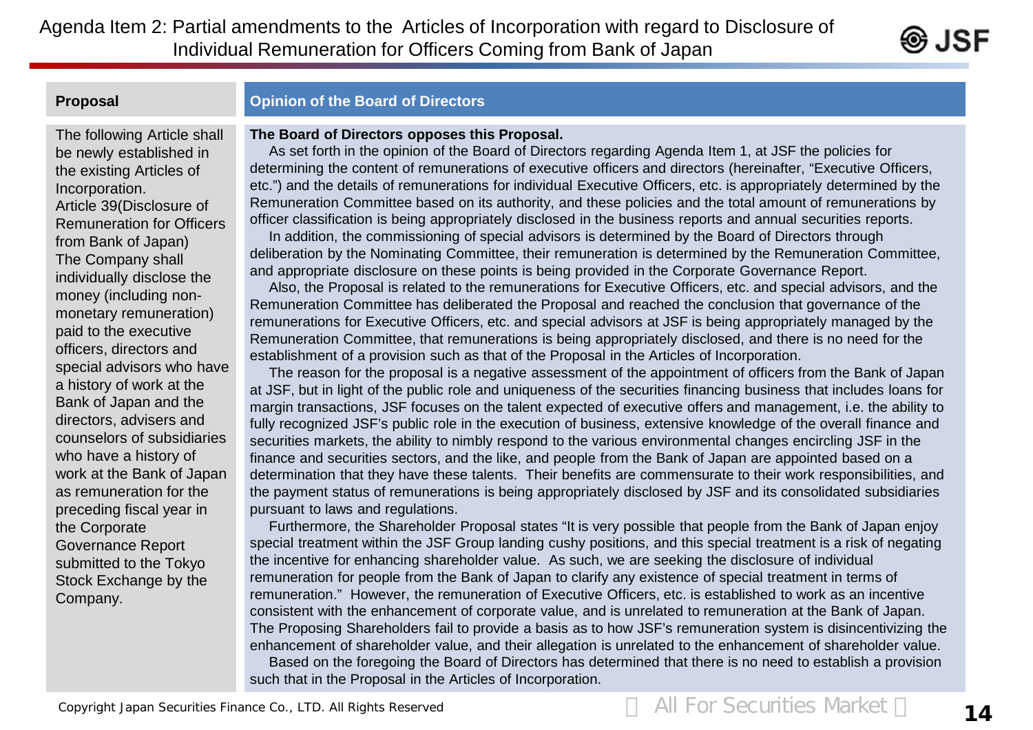# Agenda Item 2: Partial amendments to the Articles of Incorporation with regard to Disclosure of Individual Remuneration for Officers Coming from Bank of Japan

| Proposal | Opinion of the Board of Directors |
| --- | --- |
| The following Article shall be newly established in the existing Articles of Incorporation.<br>Article 39(Disclosure of Remuneration for Officers from Bank of Japan)<br>The Company shall individually disclose the money (including non-monetary remuneration) paid to the executive officers, directors and special advisors who have a history of work at the Bank of Japan and the directors, advisers and counselors of subsidiaries who have a history of work at the Bank of Japan as remuneration for the preceding fiscal year in the Corporate Governance Report submitted to the Tokyo Stock Exchange by the Company. | **The Board of Directors opposes this Proposal.**<br>As set forth in the opinion of the Board of Directors regarding Agenda Item 1, at JSF the policies for determining the content of remunerations of executive officers and directors (hereinafter, "Executive Officers, etc.") and the details of remunerations for individual Executive Officers, etc. is appropriately determined by the Remuneration Committee based on its authority, and these policies and the total amount of remunerations by officer classification is being appropriately disclosed in the business reports and annual securities reports.<br>In addition, the commissioning of special advisors is determined by the Board of Directors through deliberation by the Nominating Committee, their remuneration is determined by the Remuneration Committee, and appropriate disclosure on these points is being provided in the Corporate Governance Report.<br>Also, the Proposal is related to the remunerations for Executive Officers, etc. and special advisors, and the Remuneration Committee has deliberated the Proposal and reached the conclusion that governance of the remunerations for Executive Officers, etc. and special advisors at JSF is being appropriately managed by the Remuneration Committee, that remunerations is being appropriately disclosed, and there is no need for the establishment of a provision such as that of the Proposal in the Articles of Incorporation.<br>The reason for the proposal is a negative assessment of the appointment of officers from the Bank of Japan at JSF, but in light of the public role and uniqueness of the securities financing business that includes loans for margin transactions, JSF focuses on the talent expected of executive offers and management, i.e. the ability to fully recognized JSF's public role in the execution of business, extensive knowledge of the overall finance and securities markets, the ability to nimbly respond to the various environmental changes encircling JSF in the finance and securities sectors, and the like, and people from the Bank of Japan are appointed based on a determination that they have these talents. Their benefits are commensurate to their work responsibilities, and the payment status of remunerations is being appropriately disclosed by JSF and its consolidated subsidiaries pursuant to laws and regulations.<br>Furthermore, the Shareholder Proposal states "It is very possible that people from the Bank of Japan enjoy special treatment within the JSF Group landing cushy positions, and this special treatment is a risk of negating the incentive for enhancing shareholder value. As such, we are seeking the disclosure of individual remuneration for people from the Bank of Japan to clarify any existence of special treatment in terms of remuneration." However, the remuneration of Executive Officers, etc. is established to work as an incentive consistent with the enhancement of corporate value, and is unrelated to remuneration at the Bank of Japan. The Proposing Shareholders fail to provide a basis as to how JSF's remuneration system is disincentivizing the enhancement of shareholder value, and their allegation is unrelated to the enhancement of shareholder value.<br>Based on the foregoing the Board of Directors has determined that there is no need to establish a provision such that in the Proposal in the Articles of Incorporation. |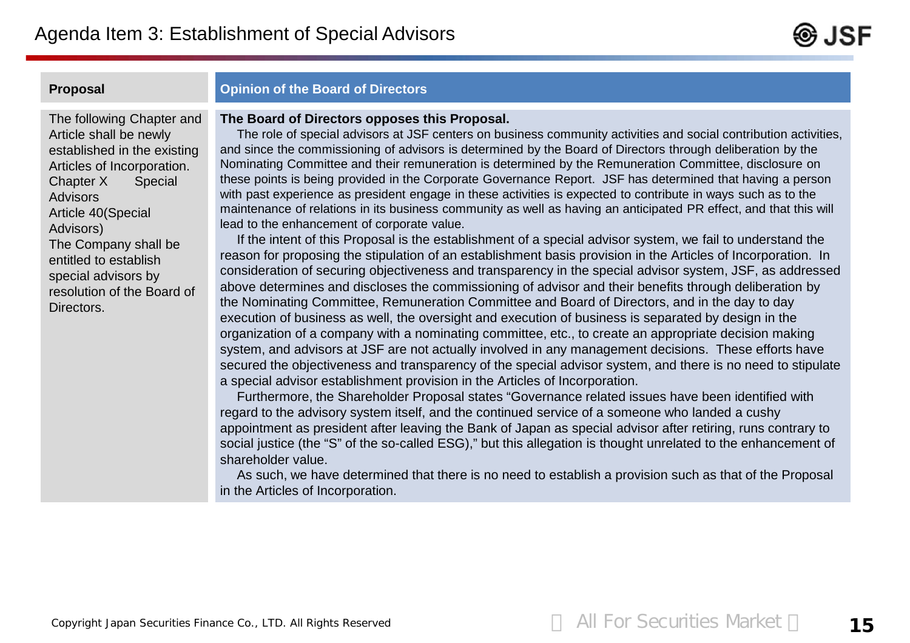# Agenda Item 3: Establishment of Special Advisors

| Proposal | Opinion of the Board of Directors |
| --- | --- |
| The following Chapter and Article shall be newly established in the existing Articles of Incorporation.<br>Chapter X Special Advisors<br>Article 40(Special Advisors)<br>The Company shall be entitled to establish special advisors by resolution of the Board of Directors. | **The Board of Directors opposes this Proposal.**<br>The role of special advisors at JSF centers on business community activities and social contribution activities, and since the commissioning of advisors is determined by the Board of Directors through deliberation by the Nominating Committee and their remuneration is determined by the Remuneration Committee, disclosure on these points is being provided in the Corporate Governance Report. JSF has determined that having a person with past experience as president engage in these activities is expected to contribute in ways such as to the maintenance of relations in its business community as well as having an anticipated PR effect, and that this will lead to the enhancement of corporate value.<br>If the intent of this Proposal is the establishment of a special advisor system, we fail to understand the reason for proposing the stipulation of an establishment basis provision in the Articles of Incorporation. In consideration of securing objectiveness and transparency in the special advisor system, JSF, as addressed above determines and discloses the commissioning of advisor and their benefits through deliberation by the Nominating Committee, Remuneration Committee and Board of Directors, and in the day to day execution of business as well, the oversight and execution of business is separated by design in the organization of a company with a nominating committee, etc., to create an appropriate decision making system, and advisors at JSF are not actually involved in any management decisions. These efforts have secured the objectiveness and transparency of the special advisor system, and there is no need to stipulate a special advisor establishment provision in the Articles of Incorporation.<br>Furthermore, the Shareholder Proposal states "Governance related issues have been identified with regard to the advisory system itself, and the continued service of a someone who landed a cushy appointment as president after leaving the Bank of Japan as special advisor after retiring, runs contrary to social justice (the "S" of the so-called ESG)," but this allegation is thought unrelated to the enhancement of shareholder value.<br>As such, we have determined that there is no need to establish a provision such as that of the Proposal in the Articles of Incorporation. |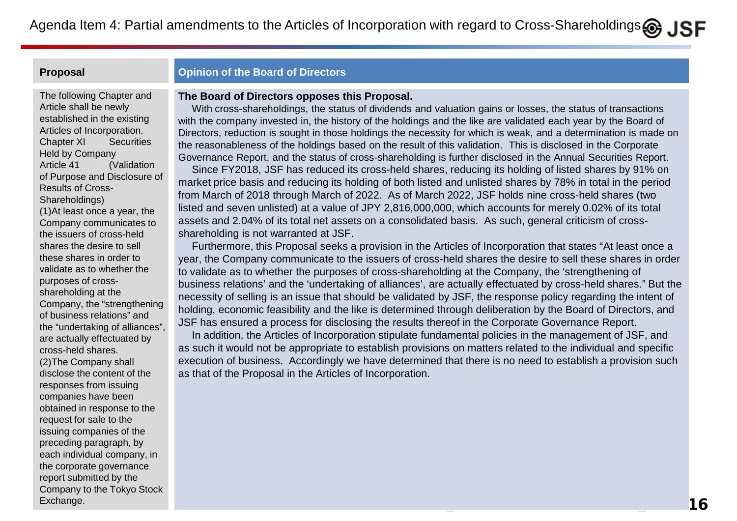# Agenda Item 4: Partial amendments to the Articles of Incorporation with regard to Cross-Shareholdings

## Proposal

The following Chapter and Article shall be newly established in the existing Articles of Incorporation.

Chapter XI Securities Held by Company

Article 41 (Validation of Purpose and Disclosure of Results of Cross-Shareholdings)

(1)At least once a year, the Company communicates to the issuers of cross-held shares the desire to sell these shares in order to validate as to whether the purposes of cross-shareholding at the Company, the “strengthening of business relations” and the “undertaking of alliances”, are actually effectuated by cross-held shares.

(2)The Company shall disclose the content of the responses from issuing companies have been obtained in response to the request for sale to the issuing companies of the preceding paragraph, by each individual company, in the corporate governance report submitted by the Company to the Tokyo Stock Exchange.

## Opinion of the Board of Directors

**The Board of Directors opposes this Proposal.**

With cross-shareholdings, the status of dividends and valuation gains or losses, the status of transactions with the company invested in, the history of the holdings and the like are validated each year by the Board of Directors, reduction is sought in those holdings the necessity for which is weak, and a determination is made on the reasonableness of the holdings based on the result of this validation. This is disclosed in the Corporate Governance Report, and the status of cross-shareholding is further disclosed in the Annual Securities Report.

Since FY2018, JSF has reduced its cross-held shares, reducing its holding of listed shares by 91% on market price basis and reducing its holding of both listed and unlisted shares by 78% in total in the period from March of 2018 through March of 2022. As of March 2022, JSF holds nine cross-held shares (two listed and seven unlisted) at a value of JPY 2,816,000,000, which accounts for merely 0.02% of its total assets and 2.04% of its total net assets on a consolidated basis. As such, general criticism of cross-shareholding is not warranted at JSF.

Furthermore, this Proposal seeks a provision in the Articles of Incorporation that states “At least once a year, the Company communicate to the issuers of cross-held shares the desire to sell these shares in order to validate as to whether the purposes of cross-shareholding at the Company, the ‘strengthening of business relations’ and the ‘undertaking of alliances’, are actually effectuated by cross-held shares.” But the necessity of selling is an issue that should be validated by JSF, the response policy regarding the intent of holding, economic feasibility and the like is determined through deliberation by the Board of Directors, and JSF has ensured a process for disclosing the results thereof in the Corporate Governance Report.

In addition, the Articles of Incorporation stipulate fundamental policies in the management of JSF, and as such it would not be appropriate to establish provisions on matters related to the individual and specific execution of business. Accordingly we have determined that there is no need to establish a provision such as that of the Proposal in the Articles of Incorporation.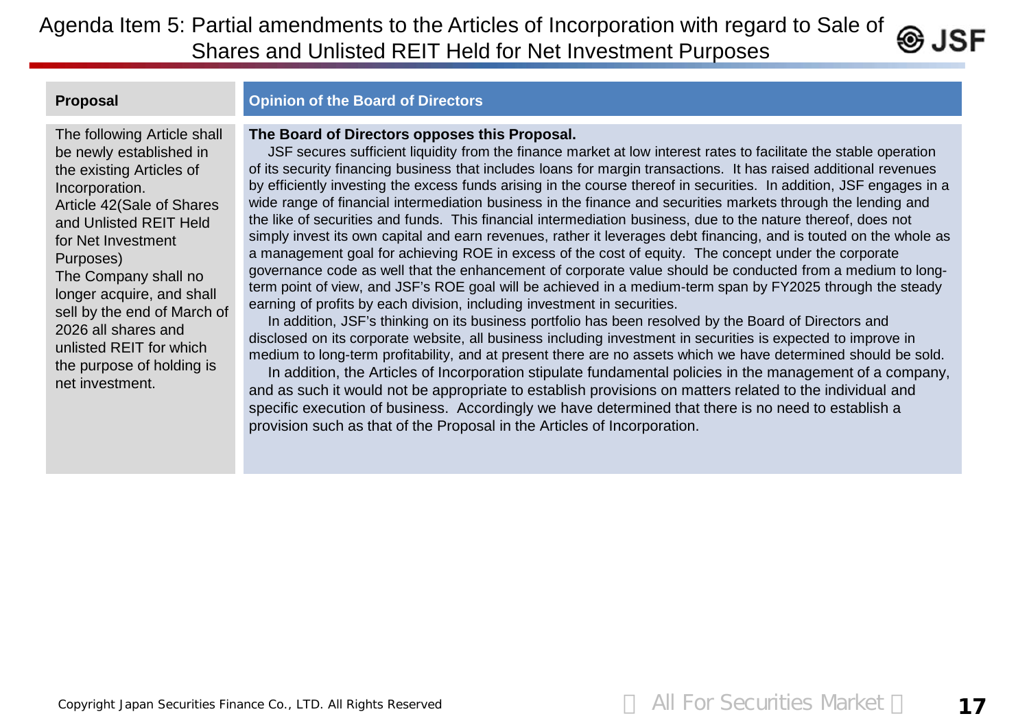# Agenda Item 5: Partial amendments to the Articles of Incorporation with regard to Sale of Shares and Unlisted REIT Held for Net Investment Purposes

| Proposal | Opinion of the Board of Directors |
|---|---|
| The following Article shall be newly established in the existing Articles of Incorporation.<br>Article 42(Sale of Shares and Unlisted REIT Held for Net Investment Purposes)<br>The Company shall no longer acquire, and shall sell by the end of March of 2026 all shares and unlisted REIT for which the purpose of holding is net investment. | **The Board of Directors opposes this Proposal.**<br>JSF secures sufficient liquidity from the finance market at low interest rates to facilitate the stable operation of its security financing business that includes loans for margin transactions. It has raised additional revenues by efficiently investing the excess funds arising in the course thereof in securities. In addition, JSF engages in a wide range of financial intermediation business in the finance and securities markets through the lending and the like of securities and funds. This financial intermediation business, due to the nature thereof, does not simply invest its own capital and earn revenues, rather it leverages debt financing, and is touted on the whole as a management goal for achieving ROE in excess of the cost of equity. The concept under the corporate governance code as well that the enhancement of corporate value should be conducted from a medium to long-term point of view, and JSF's ROE goal will be achieved in a medium-term span by FY2025 through the steady earning of profits by each division, including investment in securities.<br>In addition, JSF's thinking on its business portfolio has been resolved by the Board of Directors and disclosed on its corporate website, all business including investment in securities is expected to improve in medium to long-term profitability, and at present there are no assets which we have determined should be sold.<br>In addition, the Articles of Incorporation stipulate fundamental policies in the management of a company, and as such it would not be appropriate to establish provisions on matters related to the individual and specific execution of business. Accordingly we have determined that there is no need to establish a provision such as that of the Proposal in the Articles of Incorporation. |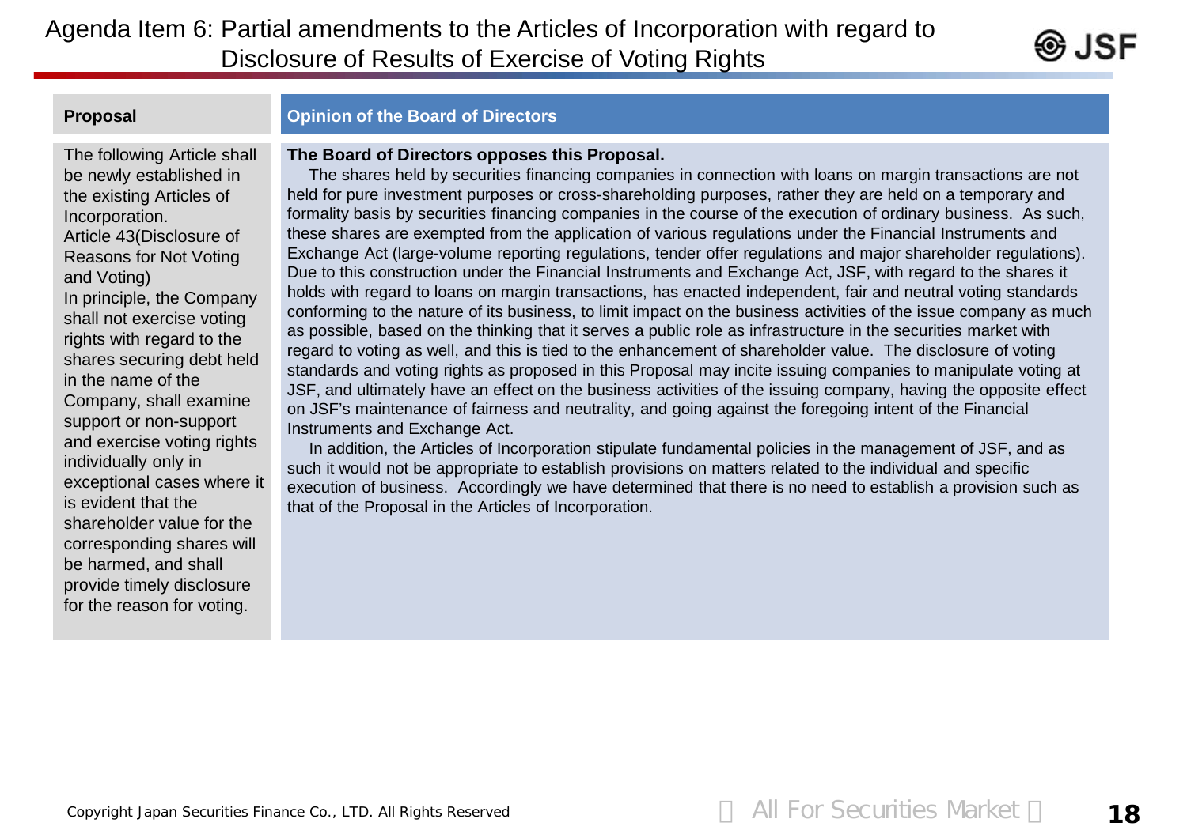# Agenda Item 6: Partial amendments to the Articles of Incorporation with regard to Disclosure of Results of Exercise of Voting Rights

| Proposal | Opinion of the Board of Directors |
| --- | --- |
| The following Article shall be newly established in the existing Articles of Incorporation.<br>Article 43(Disclosure of Reasons for Not Voting and Voting)<br>In principle, the Company shall not exercise voting rights with regard to the shares securing debt held in the name of the Company, shall examine support or non-support and exercise voting rights individually only in exceptional cases where it is evident that the shareholder value for the corresponding shares will be harmed, and shall provide timely disclosure for the reason for voting. | **The Board of Directors opposes this Proposal.**<br>The shares held by securities financing companies in connection with loans on margin transactions are not held for pure investment purposes or cross-shareholding purposes, rather they are held on a temporary and formality basis by securities financing companies in the course of the execution of ordinary business. As such, these shares are exempted from the application of various regulations under the Financial Instruments and Exchange Act (large-volume reporting regulations, tender offer regulations and major shareholder regulations). Due to this construction under the Financial Instruments and Exchange Act, JSF, with regard to the shares it holds with regard to loans on margin transactions, has enacted independent, fair and neutral voting standards conforming to the nature of its business, to limit impact on the business activities of the issue company as much as possible, based on the thinking that it serves a public role as infrastructure in the securities market with regard to voting as well, and this is tied to the enhancement of shareholder value. The disclosure of voting standards and voting rights as proposed in this Proposal may incite issuing companies to manipulate voting at JSF, and ultimately have an effect on the business activities of the issuing company, having the opposite effect on JSF's maintenance of fairness and neutrality, and going against the foregoing intent of the Financial Instruments and Exchange Act.<br>In addition, the Articles of Incorporation stipulate fundamental policies in the management of JSF, and as such it would not be appropriate to establish provisions on matters related to the individual and specific execution of business. Accordingly we have determined that there is no need to establish a provision such as that of the Proposal in the Articles of Incorporation. |